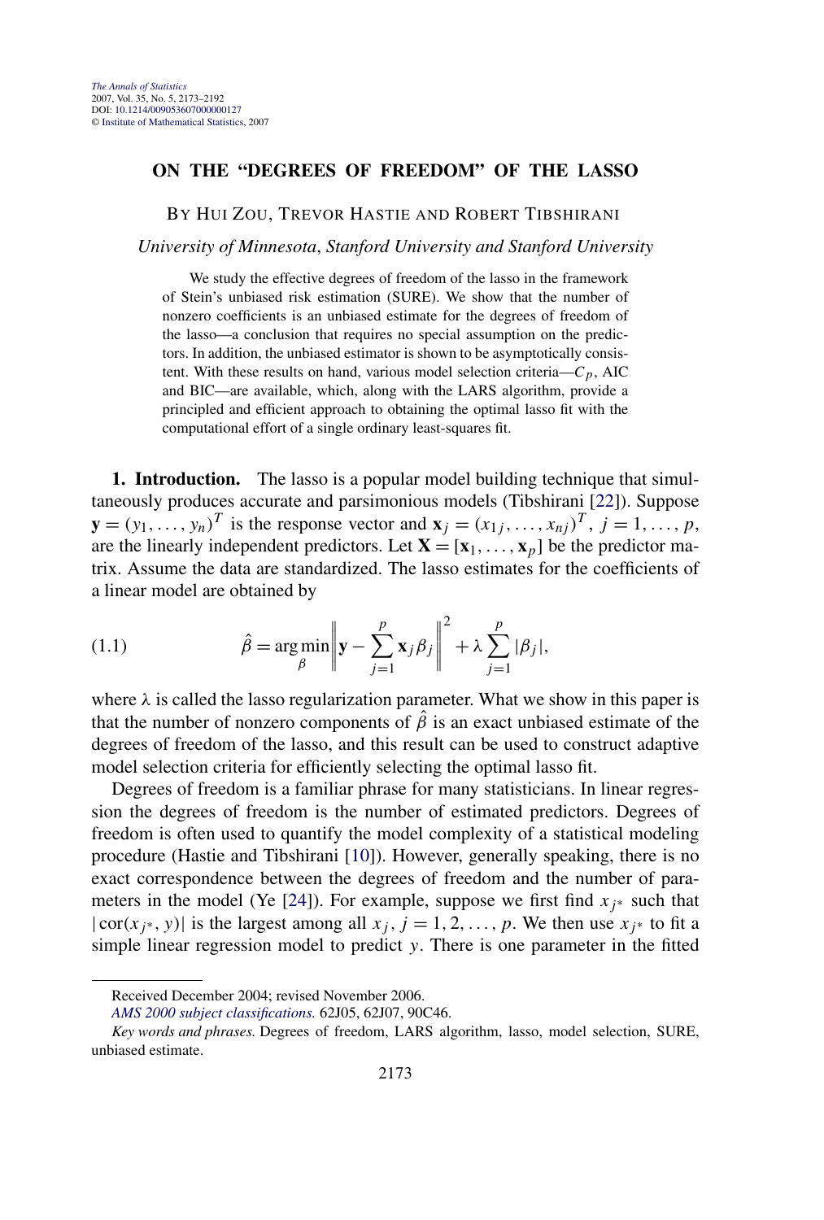# ON THE "DEGREES OF FREEDOM" OF THE LASSO

BY HUI ZOU, TREVOR HASTIE AND ROBERT TIBSHIRANI

*University of Minnesota, Stanford University and Stanford University*

We study the effective degrees of freedom of the lasso in the framework of Stein's unbiased risk estimation (SURE). We show that the number of nonzero coefficients is an unbiased estimate for the degrees of freedom of the lasso—a conclusion that requires no special assumption on the predictors. In addition, the unbiased estimator is shown to be asymptotically consistent. With these results on hand, various model selection criteria—$C_p$, AIC and BIC—are available, which, along with the LARS algorithm, provide a principled and efficient approach to obtaining the optimal lasso fit with the computational effort of a single ordinary least-squares fit.

**1. Introduction.** The lasso is a popular model building technique that simultaneously produces accurate and parsimonious models (Tibshirani [22]). Suppose $\mathbf{y} = (y_1, \dots, y_n)^T$ is the response vector and $\mathbf{x}_j = (x_{1j}, \dots, x_{nj})^T$, $j = 1, \dots, p$, are the linearly independent predictors. Let $\mathbf{X} = [\mathbf{x}_1, \dots, \mathbf{x}_p]$ be the predictor matrix. Assume the data are standardized. The lasso estimates for the coefficients of a linear model are obtained by

$$\hat{\beta} = \arg\min_{\beta} \left\| \mathbf{y} - \sum_{j=1}^{p} \mathbf{x}_j \beta_j \right\|^2 + \lambda \sum_{j=1}^{p} |\beta_j|, \tag{1.1}$$

where $\lambda$ is called the lasso regularization parameter. What we show in this paper is that the number of nonzero components of $\hat{\beta}$ is an exact unbiased estimate of the degrees of freedom of the lasso, and this result can be used to construct adaptive model selection criteria for efficiently selecting the optimal lasso fit.

Degrees of freedom is a familiar phrase for many statisticians. In linear regression the degrees of freedom is the number of estimated predictors. Degrees of freedom is often used to quantify the model complexity of a statistical modeling procedure (Hastie and Tibshirani [10]). However, generally speaking, there is no exact correspondence between the degrees of freedom and the number of parameters in the model (Ye [24]). For example, suppose we first find $x_{j^*}$ such that $|\text{cor}(x_{j^*}, y)|$ is the largest among all $x_j$, $j = 1, 2, \dots, p$. We then use $x_{j^*}$ to fit a simple linear regression model to predict $y$. There is one parameter in the fitted

---

Received December 2004; revised November 2006.

*AMS 2000 subject classifications.* 62J05, 62J07, 90C46.

*Key words and phrases.* Degrees of freedom, LARS algorithm, lasso, model selection, SURE, unbiased estimate.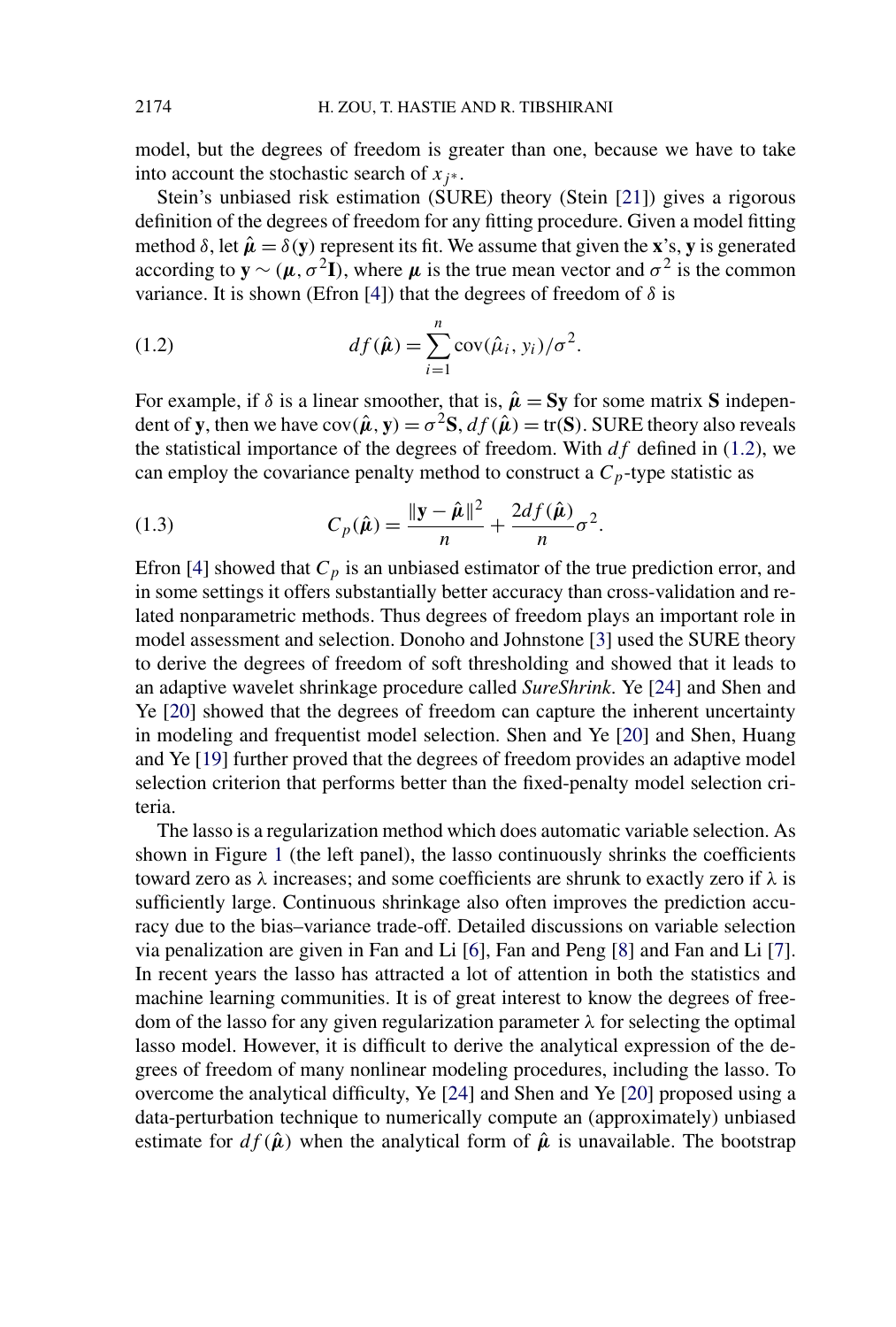model, but the degrees of freedom is greater than one, because we have to take into account the stochastic search of $x_{j^*}$.

Stein's unbiased risk estimation (SURE) theory (Stein [21]) gives a rigorous definition of the degrees of freedom for any fitting procedure. Given a model fitting method $\delta$, let $\hat{\boldsymbol{\mu}} = \delta(\mathbf{y})$ represent its fit. We assume that given the $\mathbf{x}$'s, $\mathbf{y}$ is generated according to $\mathbf{y} \sim (\boldsymbol{\mu}, \sigma^2 \mathbf{I})$, where $\boldsymbol{\mu}$ is the true mean vector and $\sigma^2$ is the common variance. It is shown (Efron [4]) that the degrees of freedom of $\delta$ is

$$df(\hat{\boldsymbol{\mu}}) = \sum_{i=1}^{n} \operatorname{cov}(\hat{\mu}_i, y_i)/\sigma^2. \tag{1.2}$$

For example, if $\delta$ is a linear smoother, that is, $\hat{\boldsymbol{\mu}} = \mathbf{S}\mathbf{y}$ for some matrix $\mathbf{S}$ independent of $\mathbf{y}$, then we have $\operatorname{cov}(\hat{\boldsymbol{\mu}}, \mathbf{y}) = \sigma^2 \mathbf{S}$, $df(\hat{\boldsymbol{\mu}}) = \operatorname{tr}(\mathbf{S})$. SURE theory also reveals the statistical importance of the degrees of freedom. With $df$ defined in (1.2), we can employ the covariance penalty method to construct a $C_p$-type statistic as

$$C_p(\hat{\boldsymbol{\mu}}) = \frac{\|\mathbf{y} - \hat{\boldsymbol{\mu}}\|^2}{n} + \frac{2df(\hat{\boldsymbol{\mu}})}{n}\sigma^2. \tag{1.3}$$

Efron [4] showed that $C_p$ is an unbiased estimator of the true prediction error, and in some settings it offers substantially better accuracy than cross-validation and related nonparametric methods. Thus degrees of freedom plays an important role in model assessment and selection. Donoho and Johnstone [3] used the SURE theory to derive the degrees of freedom of soft thresholding and showed that it leads to an adaptive wavelet shrinkage procedure called *SureShrink*. Ye [24] and Shen and Ye [20] showed that the degrees of freedom can capture the inherent uncertainty in modeling and frequentist model selection. Shen and Ye [20] and Shen, Huang and Ye [19] further proved that the degrees of freedom provides an adaptive model selection criterion that performs better than the fixed-penalty model selection criteria.

The lasso is a regularization method which does automatic variable selection. As shown in Figure 1 (the left panel), the lasso continuously shrinks the coefficients toward zero as $\lambda$ increases; and some coefficients are shrunk to exactly zero if $\lambda$ is sufficiently large. Continuous shrinkage also often improves the prediction accuracy due to the bias–variance trade-off. Detailed discussions on variable selection via penalization are given in Fan and Li [6], Fan and Peng [8] and Fan and Li [7]. In recent years the lasso has attracted a lot of attention in both the statistics and machine learning communities. It is of great interest to know the degrees of freedom of the lasso for any given regularization parameter $\lambda$ for selecting the optimal lasso model. However, it is difficult to derive the analytical expression of the degrees of freedom of many nonlinear modeling procedures, including the lasso. To overcome the analytical difficulty, Ye [24] and Shen and Ye [20] proposed using a data-perturbation technique to numerically compute an (approximately) unbiased estimate for $df(\hat{\boldsymbol{\mu}})$ when the analytical form of $\hat{\boldsymbol{\mu}}$ is unavailable. The bootstrap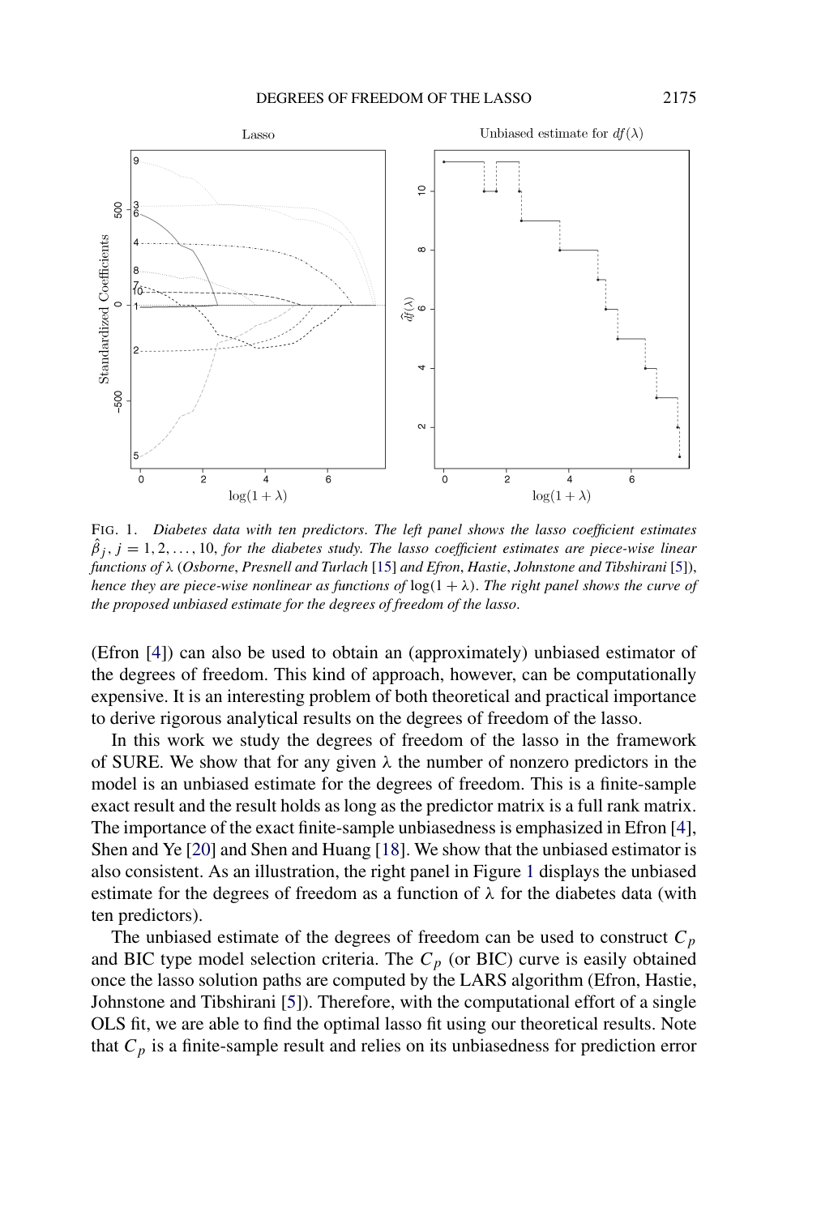FIG. 1. *Diabetes data with ten predictors. The left panel shows the lasso coefficient estimates* $\hat{\beta}_j$, $j = 1, 2, \ldots, 10$, *for the diabetes study. The lasso coefficient estimates are piece-wise linear functions of* $\lambda$ (*Osborne, Presnell and Turlach* [15] *and Efron, Hastie, Johnstone and Tibshirani* [5]), *hence they are piece-wise nonlinear as functions of* $\log(1 + \lambda)$. *The right panel shows the curve of the proposed unbiased estimate for the degrees of freedom of the lasso.*

(Efron [4]) can also be used to obtain an (approximately) unbiased estimator of the degrees of freedom. This kind of approach, however, can be computationally expensive. It is an interesting problem of both theoretical and practical importance to derive rigorous analytical results on the degrees of freedom of the lasso.

In this work we study the degrees of freedom of the lasso in the framework of SURE. We show that for any given $\lambda$ the number of nonzero predictors in the model is an unbiased estimate for the degrees of freedom. This is a finite-sample exact result and the result holds as long as the predictor matrix is a full rank matrix. The importance of the exact finite-sample unbiasedness is emphasized in Efron [4], Shen and Ye [20] and Shen and Huang [18]. We show that the unbiased estimator is also consistent. As an illustration, the right panel in Figure 1 displays the unbiased estimate for the degrees of freedom as a function of $\lambda$ for the diabetes data (with ten predictors).

The unbiased estimate of the degrees of freedom can be used to construct $C_p$ and BIC type model selection criteria. The $C_p$ (or BIC) curve is easily obtained once the lasso solution paths are computed by the LARS algorithm (Efron, Hastie, Johnstone and Tibshirani [5]). Therefore, with the computational effort of a single OLS fit, we are able to find the optimal lasso fit using our theoretical results. Note that $C_p$ is a finite-sample result and relies on its unbiasedness for prediction error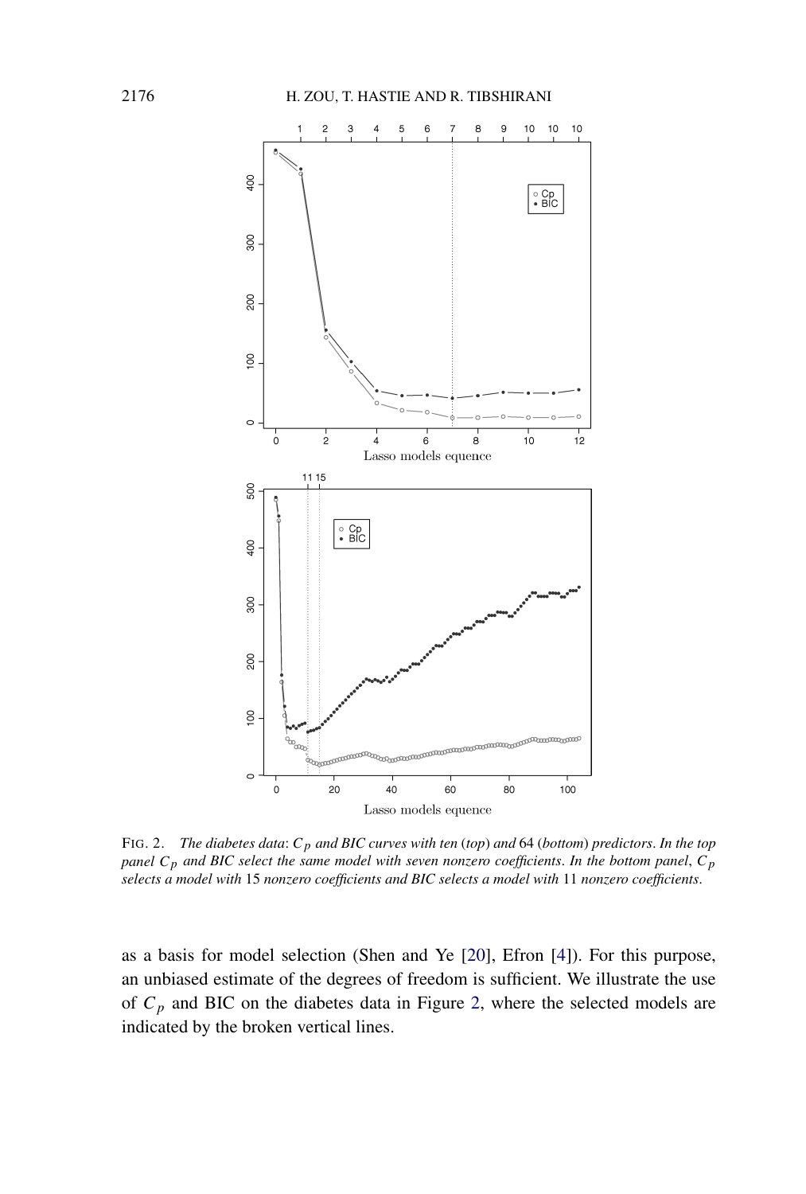FIG. 2. *The diabetes data*: $C_p$ *and BIC curves with ten* (*top*) *and* 64 (*bottom*) *predictors*. *In the top panel* $C_p$ *and BIC select the same model with seven nonzero coefficients*. *In the bottom panel*, $C_p$ *selects a model with* 15 *nonzero coefficients and BIC selects a model with* 11 *nonzero coefficients*.

as a basis for model selection (Shen and Ye [20], Efron [4]). For this purpose, an unbiased estimate of the degrees of freedom is sufficient. We illustrate the use of $C_p$ and BIC on the diabetes data in Figure 2, where the selected models are indicated by the broken vertical lines.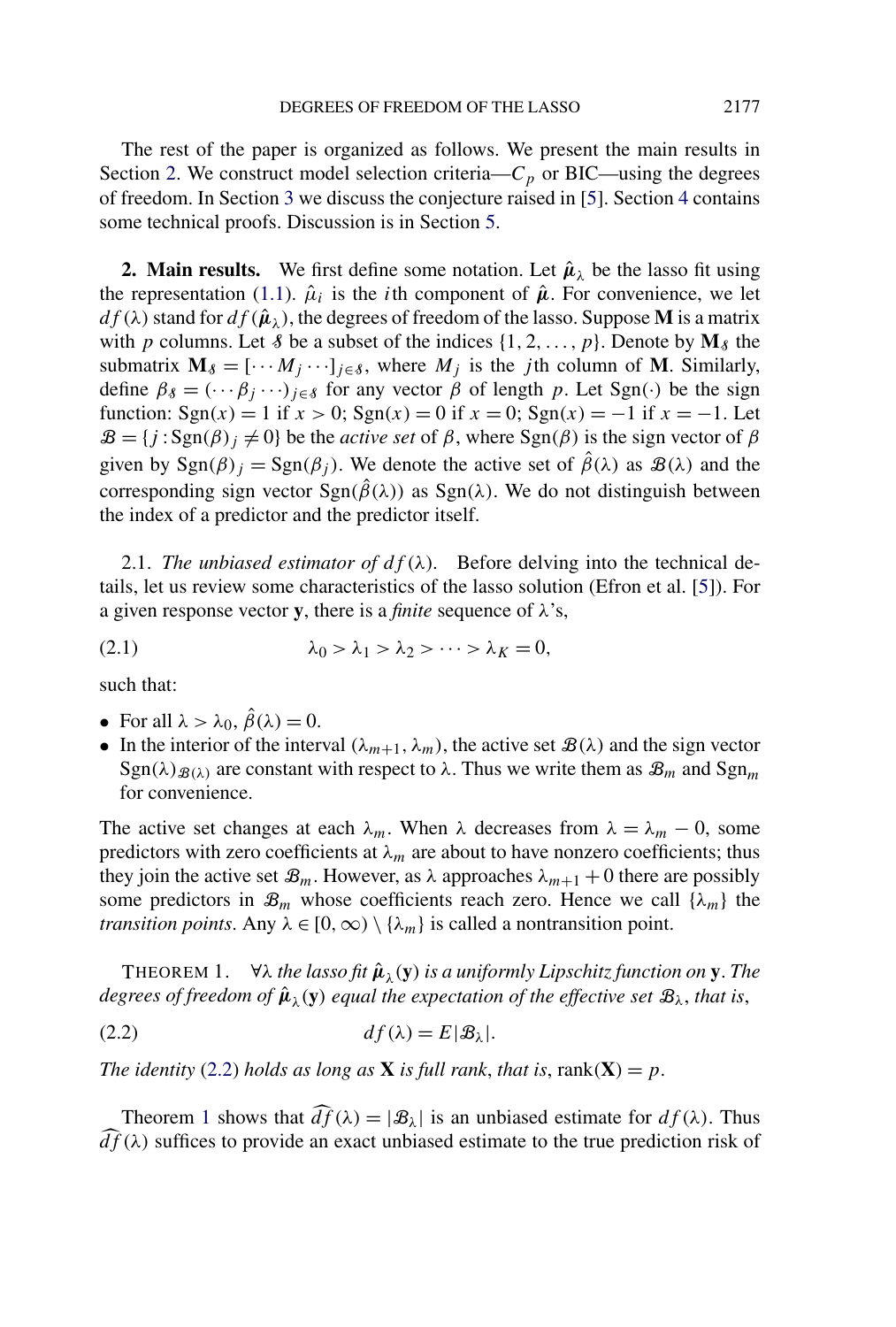The rest of the paper is organized as follows. We present the main results in Section 2. We construct model selection criteria—$C_p$ or BIC—using the degrees of freedom. In Section 3 we discuss the conjecture raised in [5]. Section 4 contains some technical proofs. Discussion is in Section 5.

## 2. Main results.

We first define some notation. Let $\hat{\boldsymbol{\mu}}_\lambda$ be the lasso fit using the representation (1.1). $\hat{\mu}_i$ is the $i$th component of $\hat{\boldsymbol{\mu}}$. For convenience, we let $df(\lambda)$ stand for $df(\hat{\boldsymbol{\mu}}_\lambda)$, the degrees of freedom of the lasso. Suppose $\mathbf{M}$ is a matrix with $p$ columns. Let $\mathcal{S}$ be a subset of the indices $\{1, 2, \ldots, p\}$. Denote by $\mathbf{M}_\mathcal{S}$ the submatrix $\mathbf{M}_\mathcal{S} = [\cdots M_j \cdots]_{j \in \mathcal{S}}$, where $M_j$ is the $j$th column of $\mathbf{M}$. Similarly, define $\beta_\mathcal{S} = (\cdots \beta_j \cdots)_{j \in \mathcal{S}}$ for any vector $\beta$ of length $p$. Let $\operatorname{Sgn}(\cdot)$ be the sign function: $\operatorname{Sgn}(x) = 1$ if $x > 0$; $\operatorname{Sgn}(x) = 0$ if $x = 0$; $\operatorname{Sgn}(x) = -1$ if $x = -1$. Let $\mathcal{B} = \{j : \operatorname{Sgn}(\beta)_j \neq 0\}$ be the *active set* of $\beta$, where $\operatorname{Sgn}(\beta)$ is the sign vector of $\beta$ given by $\operatorname{Sgn}(\beta)_j = \operatorname{Sgn}(\beta_j)$. We denote the active set of $\hat{\beta}(\lambda)$ as $\mathcal{B}(\lambda)$ and the corresponding sign vector $\operatorname{Sgn}(\hat{\beta}(\lambda))$ as $\operatorname{Sgn}(\lambda)$. We do not distinguish between the index of a predictor and the predictor itself.

### 2.1. *The unbiased estimator of $df(\lambda)$.*

Before delving into the technical details, let us review some characteristics of the lasso solution (Efron et al. [5]). For a given response vector $\mathbf{y}$, there is a *finite* sequence of $\lambda$'s,

$$\lambda_0 > \lambda_1 > \lambda_2 > \cdots > \lambda_K = 0, \tag{2.1}$$

such that:

- For all $\lambda > \lambda_0$, $\hat{\beta}(\lambda) = 0$.
- In the interior of the interval $(\lambda_{m+1}, \lambda_m)$, the active set $\mathcal{B}(\lambda)$ and the sign vector $\operatorname{Sgn}(\lambda)_{\mathcal{B}(\lambda)}$ are constant with respect to $\lambda$. Thus we write them as $\mathcal{B}_m$ and $\operatorname{Sgn}_m$ for convenience.

The active set changes at each $\lambda_m$. When $\lambda$ decreases from $\lambda = \lambda_m - 0$, some predictors with zero coefficients at $\lambda_m$ are about to have nonzero coefficients; thus they join the active set $\mathcal{B}_m$. However, as $\lambda$ approaches $\lambda_{m+1} + 0$ there are possibly some predictors in $\mathcal{B}_m$ whose coefficients reach zero. Hence we call $\{\lambda_m\}$ the *transition points*. Any $\lambda \in [0, \infty) \setminus \{\lambda_m\}$ is called a nontransition point.

THEOREM 1. *$\forall \lambda$ the lasso fit $\hat{\boldsymbol{\mu}}_\lambda(\mathbf{y})$ is a uniformly Lipschitz function on $\mathbf{y}$. The degrees of freedom of $\hat{\boldsymbol{\mu}}_\lambda(\mathbf{y})$ equal the expectation of the effective set $\mathcal{B}_\lambda$, that is,*

$$df(\lambda) = E|\mathcal{B}_\lambda|. \tag{2.2}$$

*The identity* (2.2) *holds as long as $\mathbf{X}$ is full rank, that is,* $\operatorname{rank}(\mathbf{X}) = p$.

Theorem 1 shows that $\widehat{df}(\lambda) = |\mathcal{B}_\lambda|$ is an unbiased estimate for $df(\lambda)$. Thus $\widehat{df}(\lambda)$ suffices to provide an exact unbiased estimate to the true prediction risk of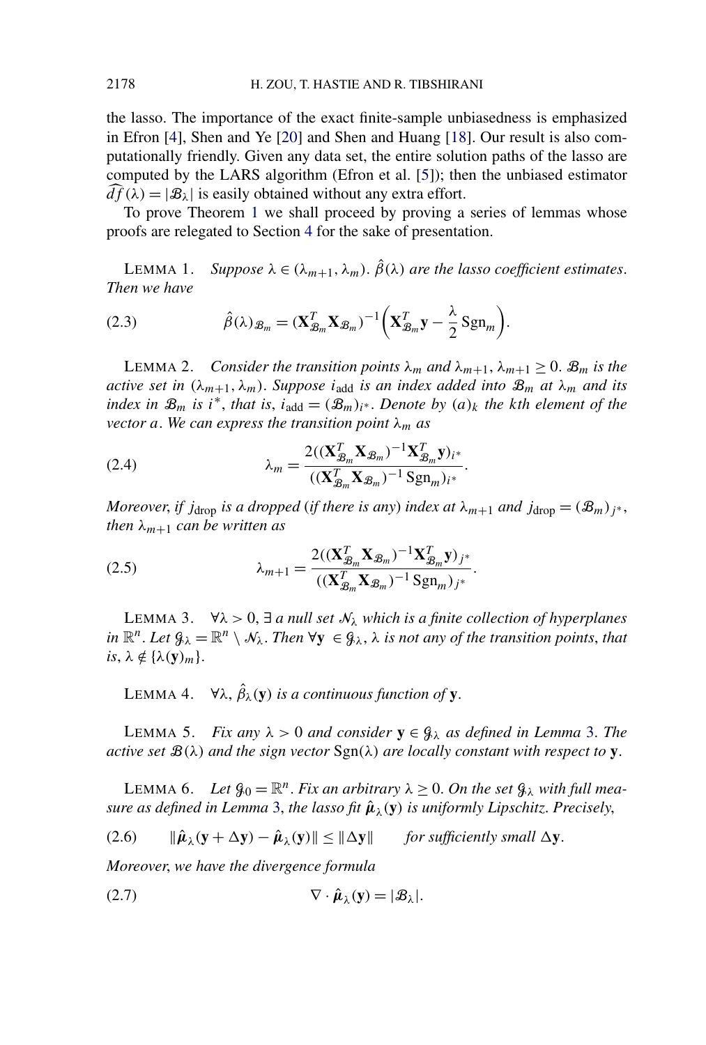the lasso. The importance of the exact finite-sample unbiasedness is emphasized in Efron [4], Shen and Ye [20] and Shen and Huang [18]. Our result is also computationally friendly. Given any data set, the entire solution paths of the lasso are computed by the LARS algorithm (Efron et al. [5]); then the unbiased estimator $\widehat{df}(\lambda) = |\mathcal{B}_\lambda|$ is easily obtained without any extra effort.

To prove Theorem 1 we shall proceed by proving a series of lemmas whose proofs are relegated to Section 4 for the sake of presentation.

LEMMA 1. *Suppose* $\lambda \in (\lambda_{m+1}, \lambda_m)$. $\hat{\beta}(\lambda)$ *are the lasso coefficient estimates. Then we have*

$$\hat{\beta}(\lambda)_{\mathcal{B}_m} = (\mathbf{X}_{\mathcal{B}_m}^T \mathbf{X}_{\mathcal{B}_m})^{-1}\left(\mathbf{X}_{\mathcal{B}_m}^T \mathbf{y} - \frac{\lambda}{2}\operatorname{Sgn}_m\right). \tag{2.3}$$

LEMMA 2. *Consider the transition points* $\lambda_m$ *and* $\lambda_{m+1}$, $\lambda_{m+1} \geq 0$. $\mathcal{B}_m$ *is the active set in* $(\lambda_{m+1}, \lambda_m)$. *Suppose* $i_{\text{add}}$ *is an index added into* $\mathcal{B}_m$ *at* $\lambda_m$ *and its index in* $\mathcal{B}_m$ *is* $i^*$, *that is*, $i_{\text{add}} = (\mathcal{B}_m)_{i^*}$. *Denote by* $(a)_k$ *the kth element of the vector* $a$. *We can express the transition point* $\lambda_m$ *as*

$$\lambda_m = \frac{2((\mathbf{X}_{\mathcal{B}_m}^T \mathbf{X}_{\mathcal{B}_m})^{-1}\mathbf{X}_{\mathcal{B}_m}^T \mathbf{y})_{i^*}}{((\mathbf{X}_{\mathcal{B}_m}^T \mathbf{X}_{\mathcal{B}_m})^{-1}\operatorname{Sgn}_m)_{i^*}}. \tag{2.4}$$

*Moreover, if* $j_{\text{drop}}$ *is a dropped (if there is any) index at* $\lambda_{m+1}$ *and* $j_{\text{drop}} = (\mathcal{B}_m)_{j^*}$, *then* $\lambda_{m+1}$ *can be written as*

$$\lambda_{m+1} = \frac{2((\mathbf{X}_{\mathcal{B}_m}^T \mathbf{X}_{\mathcal{B}_m})^{-1}\mathbf{X}_{\mathcal{B}_m}^T \mathbf{y})_{j^*}}{((\mathbf{X}_{\mathcal{B}_m}^T \mathbf{X}_{\mathcal{B}_m})^{-1}\operatorname{Sgn}_m)_{j^*}}. \tag{2.5}$$

LEMMA 3. $\forall \lambda > 0$, $\exists$ *a null set* $\mathcal{N}_\lambda$ *which is a finite collection of hyperplanes in* $\mathbb{R}^n$. *Let* $\mathcal{G}_\lambda = \mathbb{R}^n \setminus \mathcal{N}_\lambda$. *Then* $\forall \mathbf{y} \in \mathcal{G}_\lambda$, $\lambda$ *is not any of the transition points, that is*, $\lambda \notin \{\lambda(\mathbf{y})_m\}$.

LEMMA 4. $\forall \lambda$, $\hat{\beta}_\lambda(\mathbf{y})$ *is a continuous function of* $\mathbf{y}$.

LEMMA 5. *Fix any* $\lambda > 0$ *and consider* $\mathbf{y} \in \mathcal{G}_\lambda$ *as defined in Lemma 3. The active set* $\mathcal{B}(\lambda)$ *and the sign vector* $\operatorname{Sgn}(\lambda)$ *are locally constant with respect to* $\mathbf{y}$.

LEMMA 6. *Let* $\mathcal{G}_0 = \mathbb{R}^n$. *Fix an arbitrary* $\lambda \geq 0$. *On the set* $\mathcal{G}_\lambda$ *with full measure as defined in Lemma 3, the lasso fit* $\hat{\boldsymbol{\mu}}_\lambda(\mathbf{y})$ *is uniformly Lipschitz. Precisely*,

$$\|\hat{\boldsymbol{\mu}}_\lambda(\mathbf{y} + \Delta\mathbf{y}) - \hat{\boldsymbol{\mu}}_\lambda(\mathbf{y})\| \leq \|\Delta\mathbf{y}\| \qquad \textit{for sufficiently small } \Delta\mathbf{y}. \tag{2.6}$$

*Moreover, we have the divergence formula*

$$\nabla \cdot \hat{\boldsymbol{\mu}}_\lambda(\mathbf{y}) = |\mathcal{B}_\lambda|. \tag{2.7}$$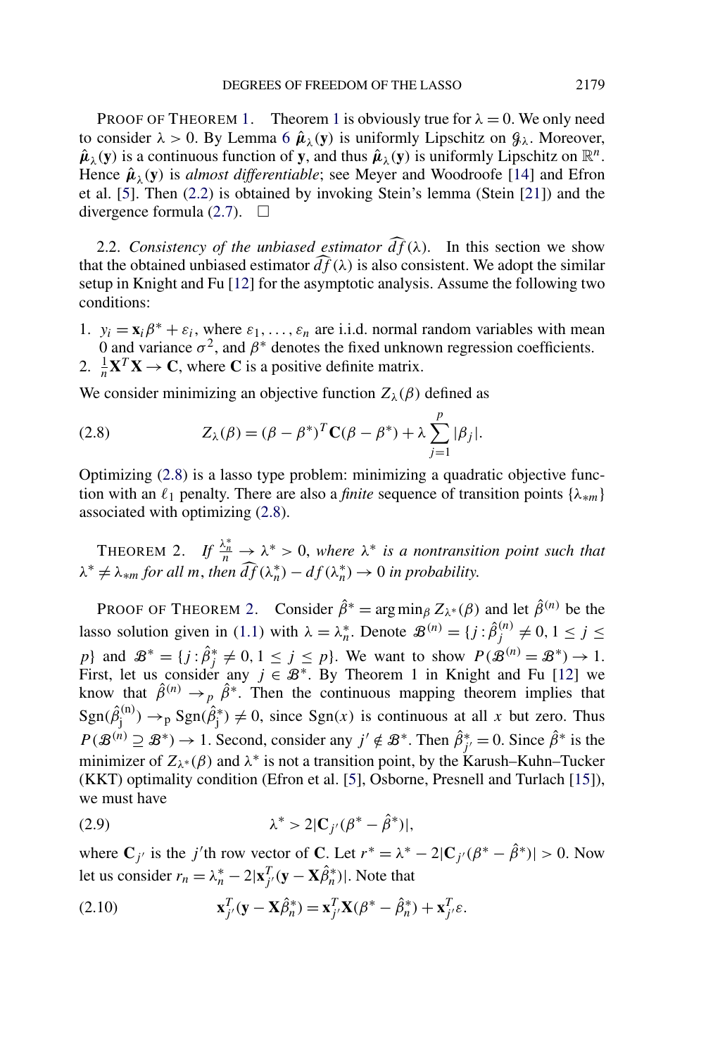PROOF OF THEOREM 1. Theorem 1 is obviously true for $\lambda = 0$. We only need to consider $\lambda > 0$. By Lemma 6 $\hat{\boldsymbol{\mu}}_\lambda(\mathbf{y})$ is uniformly Lipschitz on $\mathcal{G}_\lambda$. Moreover, $\hat{\boldsymbol{\mu}}_\lambda(\mathbf{y})$ is a continuous function of $\mathbf{y}$, and thus $\hat{\boldsymbol{\mu}}_\lambda(\mathbf{y})$ is uniformly Lipschitz on $\mathbb{R}^n$. Hence $\hat{\boldsymbol{\mu}}_\lambda(\mathbf{y})$ is *almost differentiable*; see Meyer and Woodroofe [14] and Efron et al. [5]. Then (2.2) is obtained by invoking Stein's lemma (Stein [21]) and the divergence formula (2.7). $\square$

2.2. *Consistency of the unbiased estimator* $\widehat{df}(\lambda)$. In this section we show that the obtained unbiased estimator $\widehat{df}(\lambda)$ is also consistent. We adopt the similar setup in Knight and Fu [12] for the asymptotic analysis. Assume the following two conditions:

1. $y_i = \mathbf{x}_i \beta^* + \varepsilon_i$, where $\varepsilon_1, \ldots, \varepsilon_n$ are i.i.d. normal random variables with mean 0 and variance $\sigma^2$, and $\beta^*$ denotes the fixed unknown regression coefficients.
2. $\frac{1}{n}\mathbf{X}^T\mathbf{X} \to \mathbf{C}$, where $\mathbf{C}$ is a positive definite matrix.

We consider minimizing an objective function $Z_\lambda(\beta)$ defined as

$$Z_\lambda(\beta) = (\beta - \beta^*)^T \mathbf{C}(\beta - \beta^*) + \lambda \sum_{j=1}^{p} |\beta_j|. \tag{2.8}$$

Optimizing (2.8) is a lasso type problem: minimizing a quadratic objective function with an $\ell_1$ penalty. There are also a *finite* sequence of transition points $\{\lambda_{*m}\}$ associated with optimizing (2.8).

THEOREM 2. *If* $\frac{\lambda_n^*}{n} \to \lambda^* > 0$, *where* $\lambda^*$ *is a nontransition point such that* $\lambda^* \neq \lambda_{*m}$ *for all* $m$, *then* $\widehat{df}(\lambda_n^*) - df(\lambda_n^*) \to 0$ *in probability.*

PROOF OF THEOREM 2. Consider $\hat{\beta}^* = \arg\min_\beta Z_{\lambda^*}(\beta)$ and let $\hat{\beta}^{(n)}$ be the lasso solution given in (1.1) with $\lambda = \lambda_n^*$. Denote $\mathcal{B}^{(n)} = \{j : \hat{\beta}_j^{(n)} \neq 0, 1 \le j \le p\}$ and $\mathcal{B}^* = \{j : \hat{\beta}_j^* \neq 0, 1 \le j \le p\}$. We want to show $P(\mathcal{B}^{(n)} = \mathcal{B}^*) \to 1$. First, let us consider any $j \in \mathcal{B}^*$. By Theorem 1 in Knight and Fu [12] we know that $\hat{\beta}^{(n)} \to_p \hat{\beta}^*$. Then the continuous mapping theorem implies that $\mathrm{Sgn}(\hat{\beta}_j^{(n)}) \to_p \mathrm{Sgn}(\hat{\beta}_j^*) \neq 0$, since $\mathrm{Sgn}(x)$ is continuous at all $x$ but zero. Thus $P(\mathcal{B}^{(n)} \supseteq \mathcal{B}^*) \to 1$. Second, consider any $j' \notin \mathcal{B}^*$. Then $\hat{\beta}_{j'}^* = 0$. Since $\hat{\beta}^*$ is the minimizer of $Z_{\lambda^*}(\beta)$ and $\lambda^*$ is not a transition point, by the Karush–Kuhn–Tucker (KKT) optimality condition (Efron et al. [5], Osborne, Presnell and Turlach [15]), we must have

$$\lambda^* > 2|\mathbf{C}_{j'}(\beta^* - \hat{\beta}^*)|, \tag{2.9}$$

where $\mathbf{C}_{j'}$ is the $j'$th row vector of $\mathbf{C}$. Let $r^* = \lambda^* - 2|\mathbf{C}_{j'}(\beta^* - \hat{\beta}^*)| > 0$. Now let us consider $r_n = \lambda_n^* - 2|\mathbf{x}_{j'}^T(\mathbf{y} - \mathbf{X}\hat{\beta}_n^*)|$. Note that

$$\mathbf{x}_{j'}^T(\mathbf{y} - \mathbf{X}\hat{\beta}_n^*) = \mathbf{x}_{j'}^T\mathbf{X}(\beta^* - \hat{\beta}_n^*) + \mathbf{x}_{j'}^T\varepsilon. \tag{2.10}$$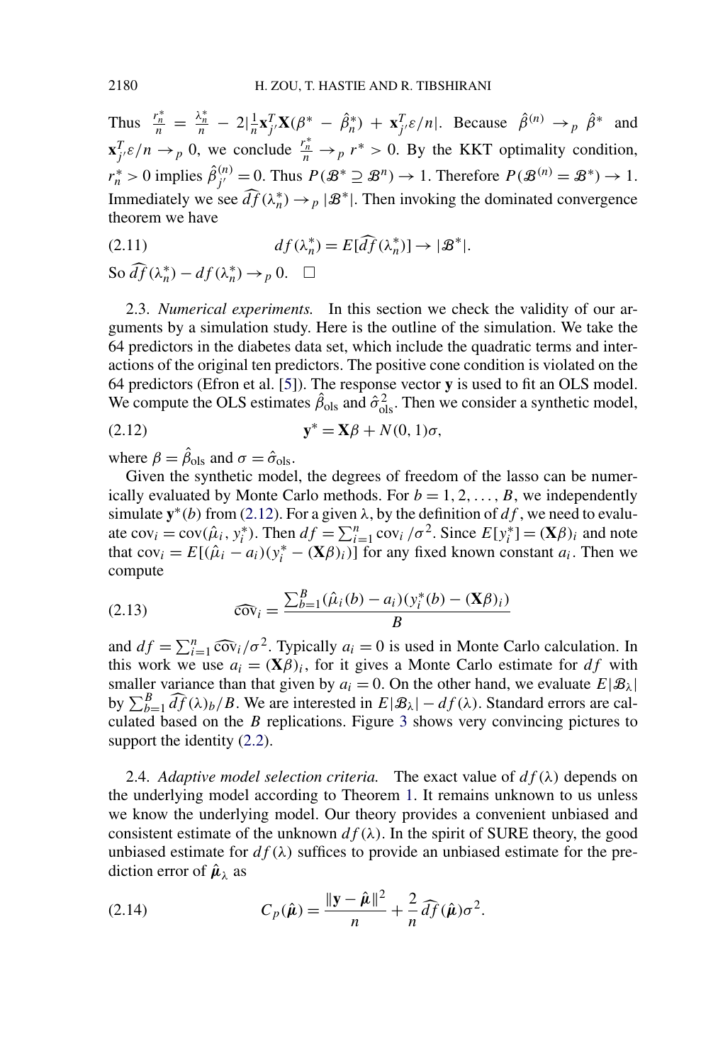Thus $\frac{r_n^*}{n} = \frac{\lambda_n^*}{n} - 2|\frac{1}{n}\mathbf{x}_{j'}^T\mathbf{X}(\beta^* - \hat{\beta}_n^*) + \mathbf{x}_{j'}^T\varepsilon/n|$. Because $\hat{\beta}^{(n)} \to_p \hat{\beta}^*$ and $\mathbf{x}_{j'}^T\varepsilon/n \to_p 0$, we conclude $\frac{r_n^*}{n} \to_p r^* > 0$. By the KKT optimality condition, $r_n^* > 0$ implies $\hat{\beta}_{j'}^{(n)} = 0$. Thus $P(\mathcal{B}^* \supseteq \mathcal{B}^n) \to 1$. Therefore $P(\mathcal{B}^{(n)} = \mathcal{B}^*) \to 1$. Immediately we see $\widehat{df}(\lambda_n^*) \to_p |\mathcal{B}^*|$. Then invoking the dominated convergence theorem we have

$$df(\lambda_n^*) = E[\widehat{df}(\lambda_n^*)] \to |\mathcal{B}^*|. \tag{2.11}$$

So $\widehat{df}(\lambda_n^*) - df(\lambda_n^*) \to_p 0$. $\square$

2.3. *Numerical experiments.* In this section we check the validity of our arguments by a simulation study. Here is the outline of the simulation. We take the 64 predictors in the diabetes data set, which include the quadratic terms and interactions of the original ten predictors. The positive cone condition is violated on the 64 predictors (Efron et al. [5]). The response vector $\mathbf{y}$ is used to fit an OLS model. We compute the OLS estimates $\hat{\beta}_{\text{ols}}$ and $\hat{\sigma}_{\text{ols}}^2$. Then we consider a synthetic model,

$$\mathbf{y}^* = \mathbf{X}\beta + N(0, 1)\sigma, \tag{2.12}$$

where $\beta = \hat{\beta}_{\text{ols}}$ and $\sigma = \hat{\sigma}_{\text{ols}}$.

Given the synthetic model, the degrees of freedom of the lasso can be numerically evaluated by Monte Carlo methods. For $b = 1, 2, \ldots, B$, we independently simulate $\mathbf{y}^*(b)$ from (2.12). For a given $\lambda$, by the definition of $df$, we need to evaluate $\text{cov}_i = \text{cov}(\hat{\mu}_i, y_i^*)$. Then $df = \sum_{i=1}^n \text{cov}_i/\sigma^2$. Since $E[y_i^*] = (\mathbf{X}\beta)_i$ and note that $\text{cov}_i = E[(\hat{\mu}_i - a_i)(y_i^* - (\mathbf{X}\beta)_i)]$ for any fixed known constant $a_i$. Then we compute

$$\widehat{\text{cov}}_i = \frac{\sum_{b=1}^B (\hat{\mu}_i(b) - a_i)(y_i^*(b) - (\mathbf{X}\beta)_i)}{B} \tag{2.13}$$

and $df = \sum_{i=1}^n \widehat{\text{cov}}_i/\sigma^2$. Typically $a_i = 0$ is used in Monte Carlo calculation. In this work we use $a_i = (\mathbf{X}\beta)_i$, for it gives a Monte Carlo estimate for $df$ with smaller variance than that given by $a_i = 0$. On the other hand, we evaluate $E|\mathcal{B}_\lambda|$ by $\sum_{b=1}^B \widehat{df}(\lambda)_b/B$. We are interested in $E|\mathcal{B}_\lambda| - df(\lambda)$. Standard errors are calculated based on the $B$ replications. Figure 3 shows very convincing pictures to support the identity (2.2).

2.4. *Adaptive model selection criteria.* The exact value of $df(\lambda)$ depends on the underlying model according to Theorem 1. It remains unknown to us unless we know the underlying model. Our theory provides a convenient unbiased and consistent estimate of the unknown $df(\lambda)$. In the spirit of SURE theory, the good unbiased estimate for $df(\lambda)$ suffices to provide an unbiased estimate for the prediction error of $\hat{\boldsymbol{\mu}}_\lambda$ as

$$C_p(\hat{\boldsymbol{\mu}}) = \frac{\|\mathbf{y} - \hat{\boldsymbol{\mu}}\|^2}{n} + \frac{2}{n}\widehat{df}(\hat{\boldsymbol{\mu}})\sigma^2. \tag{2.14}$$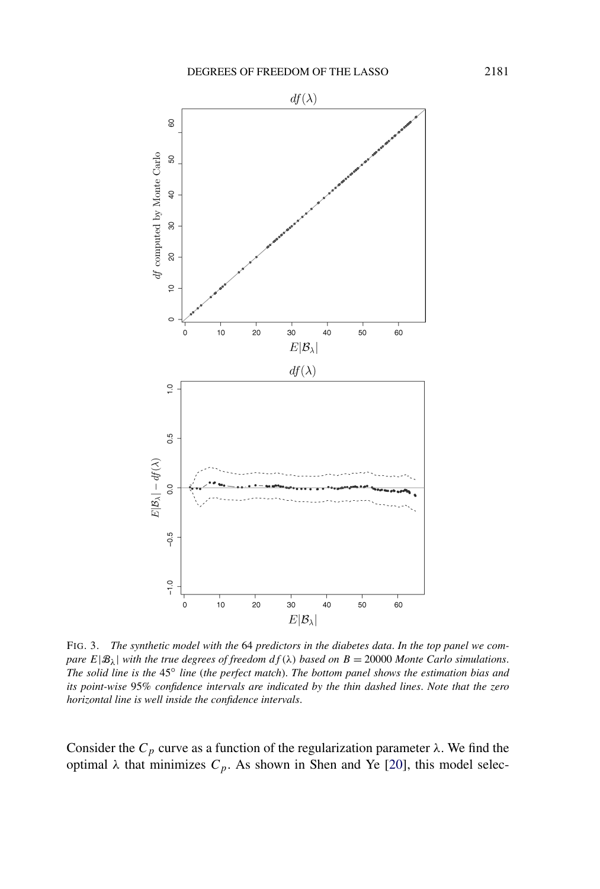FIG. 3. *The synthetic model with the* 64 *predictors in the diabetes data. In the top panel we compare* $E|\mathcal{B}_\lambda|$ *with the true degrees of freedom* $df(\lambda)$ *based on* $B = 20000$ *Monte Carlo simulations. The solid line is the* $45^\circ$ *line* (*the perfect match*). *The bottom panel shows the estimation bias and its point-wise* 95% *confidence intervals are indicated by the thin dashed lines. Note that the zero horizontal line is well inside the confidence intervals.*

Consider the $C_p$ curve as a function of the regularization parameter $\lambda$. We find the optimal $\lambda$ that minimizes $C_p$. As shown in Shen and Ye [20], this model selec-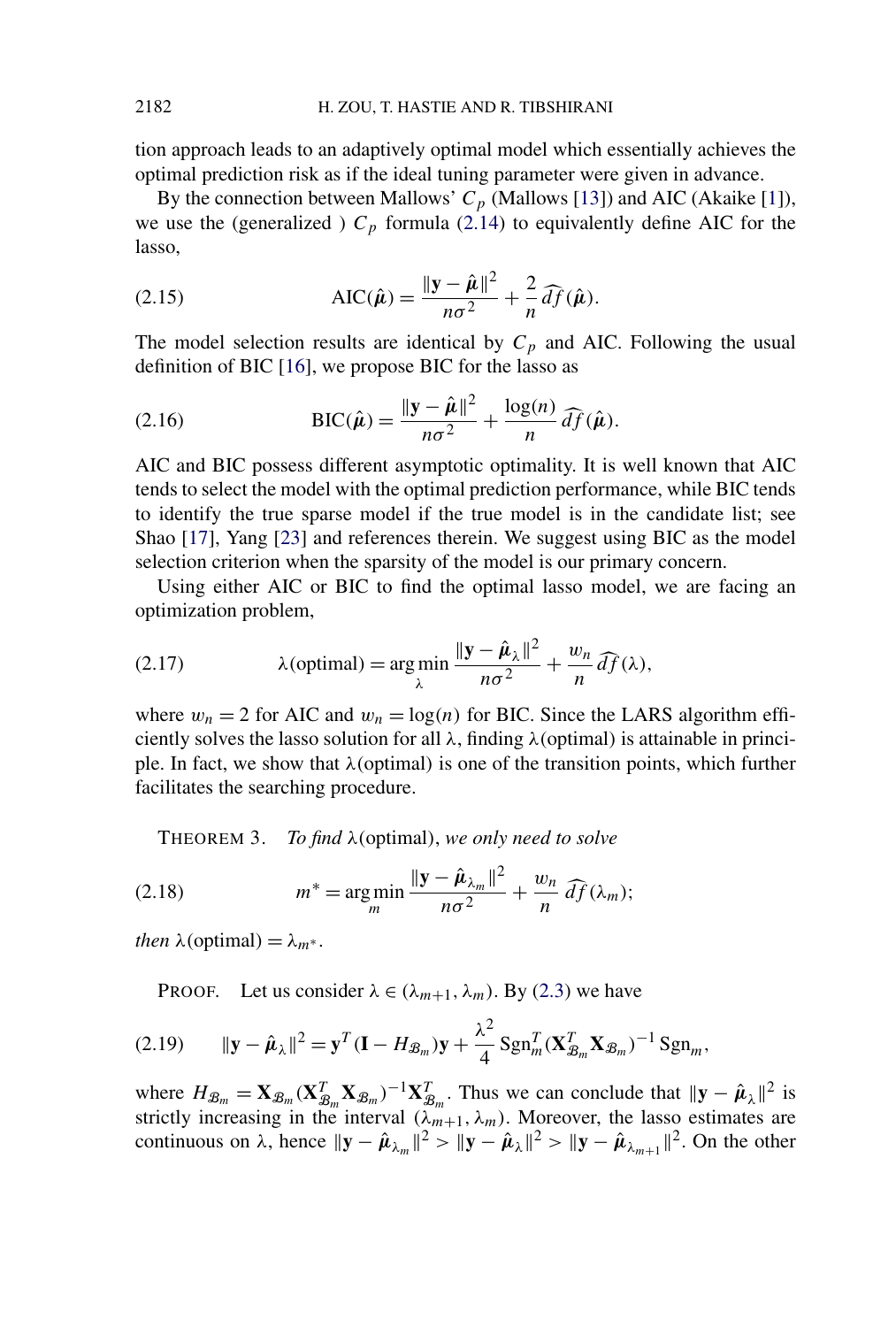tion approach leads to an adaptively optimal model which essentially achieves the optimal prediction risk as if the ideal tuning parameter were given in advance.

By the connection between Mallows' $C_p$ (Mallows [13]) and AIC (Akaike [1]), we use the (generalized ) $C_p$ formula (2.14) to equivalently define AIC for the lasso,

$$\text{AIC}(\hat{\boldsymbol{\mu}}) = \frac{\|\mathbf{y} - \hat{\boldsymbol{\mu}}\|^2}{n\sigma^2} + \frac{2}{n}\widehat{df}(\hat{\boldsymbol{\mu}}). \tag{2.15}$$

The model selection results are identical by $C_p$ and AIC. Following the usual definition of BIC [16], we propose BIC for the lasso as

$$\text{BIC}(\hat{\boldsymbol{\mu}}) = \frac{\|\mathbf{y} - \hat{\boldsymbol{\mu}}\|^2}{n\sigma^2} + \frac{\log(n)}{n}\widehat{df}(\hat{\boldsymbol{\mu}}). \tag{2.16}$$

AIC and BIC possess different asymptotic optimality. It is well known that AIC tends to select the model with the optimal prediction performance, while BIC tends to identify the true sparse model if the true model is in the candidate list; see Shao [17], Yang [23] and references therein. We suggest using BIC as the model selection criterion when the sparsity of the model is our primary concern.

Using either AIC or BIC to find the optimal lasso model, we are facing an optimization problem,

$$\lambda(\text{optimal}) = \arg\min_{\lambda} \frac{\|\mathbf{y} - \hat{\boldsymbol{\mu}}_{\lambda}\|^2}{n\sigma^2} + \frac{w_n}{n}\widehat{df}(\lambda), \tag{2.17}$$

where $w_n = 2$ for AIC and $w_n = \log(n)$ for BIC. Since the LARS algorithm efficiently solves the lasso solution for all $\lambda$, finding $\lambda(\text{optimal})$ is attainable in principle. In fact, we show that $\lambda(\text{optimal})$ is one of the transition points, which further facilitates the searching procedure.

THEOREM 3. *To find* $\lambda(\text{optimal})$, *we only need to solve*

$$m^* = \arg\min_{m} \frac{\|\mathbf{y} - \hat{\boldsymbol{\mu}}_{\lambda_m}\|^2}{n\sigma^2} + \frac{w_n}{n}\widehat{df}(\lambda_m); \tag{2.18}$$

*then* $\lambda(\text{optimal}) = \lambda_{m^*}$.

PROOF. Let us consider $\lambda \in (\lambda_{m+1}, \lambda_m)$. By (2.3) we have

$$\|\mathbf{y} - \hat{\boldsymbol{\mu}}_{\lambda}\|^2 = \mathbf{y}^T(\mathbf{I} - H_{\mathcal{B}_m})\mathbf{y} + \frac{\lambda^2}{4}\text{Sgn}_m^T(\mathbf{X}_{\mathcal{B}_m}^T\mathbf{X}_{\mathcal{B}_m})^{-1}\text{Sgn}_m, \tag{2.19}$$

where $H_{\mathcal{B}_m} = \mathbf{X}_{\mathcal{B}_m}(\mathbf{X}_{\mathcal{B}_m}^T\mathbf{X}_{\mathcal{B}_m})^{-1}\mathbf{X}_{\mathcal{B}_m}^T$. Thus we can conclude that $\|\mathbf{y} - \hat{\boldsymbol{\mu}}_{\lambda}\|^2$ is strictly increasing in the interval $(\lambda_{m+1}, \lambda_m)$. Moreover, the lasso estimates are continuous on $\lambda$, hence $\|\mathbf{y} - \hat{\boldsymbol{\mu}}_{\lambda_m}\|^2 > \|\mathbf{y} - \hat{\boldsymbol{\mu}}_{\lambda}\|^2 > \|\mathbf{y} - \hat{\boldsymbol{\mu}}_{\lambda_{m+1}}\|^2$. On the other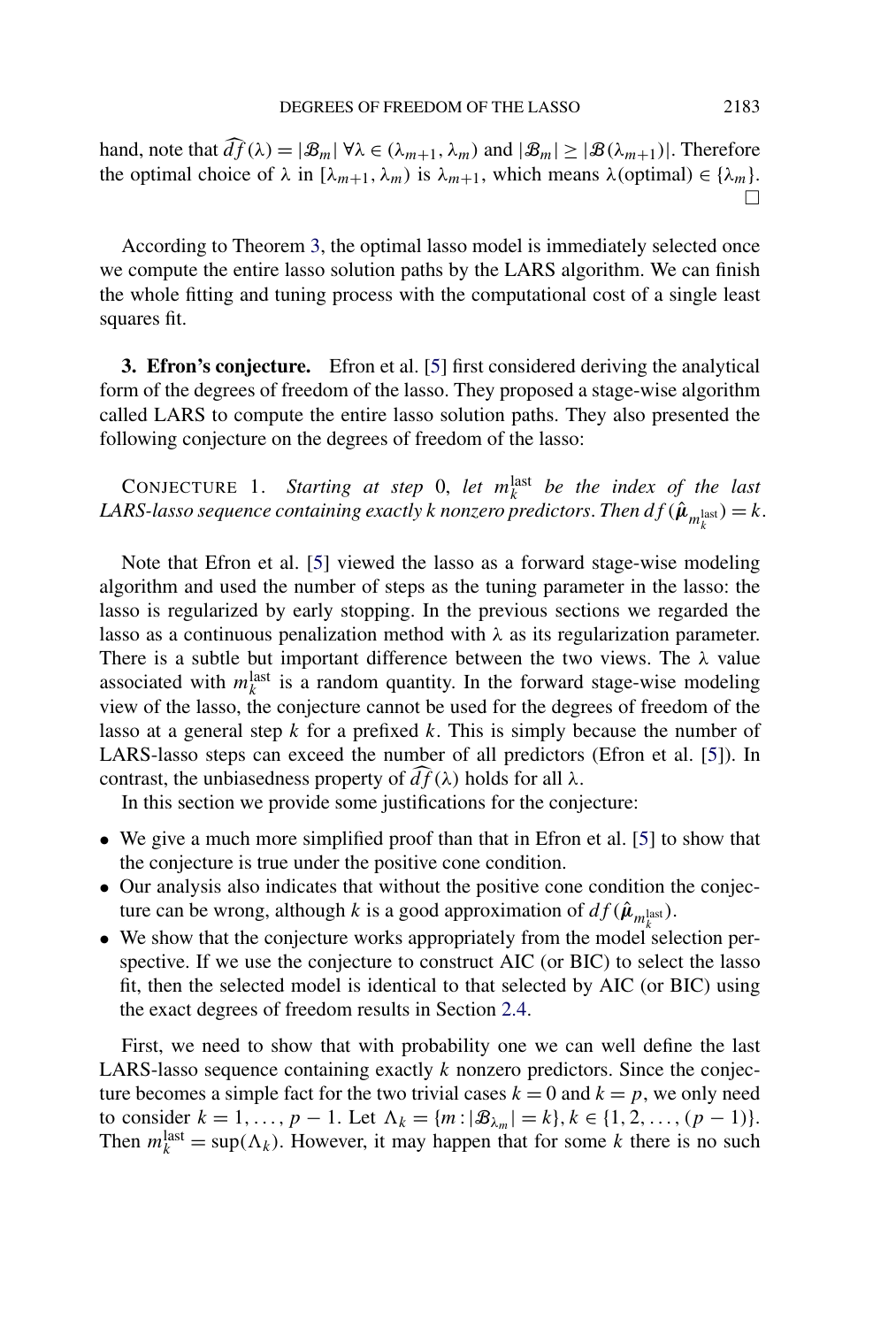hand, note that $\widehat{df}(\lambda) = |\mathcal{B}_m| \ \forall \lambda \in (\lambda_{m+1}, \lambda_m)$ and $|\mathcal{B}_m| \geq |\mathcal{B}(\lambda_{m+1})|$. Therefore the optimal choice of $\lambda$ in $[\lambda_{m+1}, \lambda_m)$ is $\lambda_{m+1}$, which means $\lambda(\text{optimal}) \in \{\lambda_m\}$. $\square$

According to Theorem 3, the optimal lasso model is immediately selected once we compute the entire lasso solution paths by the LARS algorithm. We can finish the whole fitting and tuning process with the computational cost of a single least squares fit.

## 3. Efron's conjecture.

Efron et al. [5] first considered deriving the analytical form of the degrees of freedom of the lasso. They proposed a stage-wise algorithm called LARS to compute the entire lasso solution paths. They also presented the following conjecture on the degrees of freedom of the lasso:

CONJECTURE 1. *Starting at step* 0, *let* $m_k^{\text{last}}$ *be the index of the last LARS-lasso sequence containing exactly k nonzero predictors. Then* $df(\hat{\boldsymbol{\mu}}_{m_k^{\text{last}}}) = k$.

Note that Efron et al. [5] viewed the lasso as a forward stage-wise modeling algorithm and used the number of steps as the tuning parameter in the lasso: the lasso is regularized by early stopping. In the previous sections we regarded the lasso as a continuous penalization method with $\lambda$ as its regularization parameter. There is a subtle but important difference between the two views. The $\lambda$ value associated with $m_k^{\text{last}}$ is a random quantity. In the forward stage-wise modeling view of the lasso, the conjecture cannot be used for the degrees of freedom of the lasso at a general step $k$ for a prefixed $k$. This is simply because the number of LARS-lasso steps can exceed the number of all predictors (Efron et al. [5]). In contrast, the unbiasedness property of $\widehat{df}(\lambda)$ holds for all $\lambda$.

In this section we provide some justifications for the conjecture:

- We give a much more simplified proof than that in Efron et al. [5] to show that the conjecture is true under the positive cone condition.
- Our analysis also indicates that without the positive cone condition the conjecture can be wrong, although $k$ is a good approximation of $df(\hat{\boldsymbol{\mu}}_{m_k^{\text{last}}})$.
- We show that the conjecture works appropriately from the model selection perspective. If we use the conjecture to construct AIC (or BIC) to select the lasso fit, then the selected model is identical to that selected by AIC (or BIC) using the exact degrees of freedom results in Section 2.4.

First, we need to show that with probability one we can well define the last LARS-lasso sequence containing exactly $k$ nonzero predictors. Since the conjecture becomes a simple fact for the two trivial cases $k = 0$ and $k = p$, we only need to consider $k = 1, \ldots, p-1$. Let $\Lambda_k = \{m : |\mathcal{B}_{\lambda_m}| = k\}, k \in \{1, 2, \ldots, (p-1)\}$. Then $m_k^{\text{last}} = \sup(\Lambda_k)$. However, it may happen that for some $k$ there is no such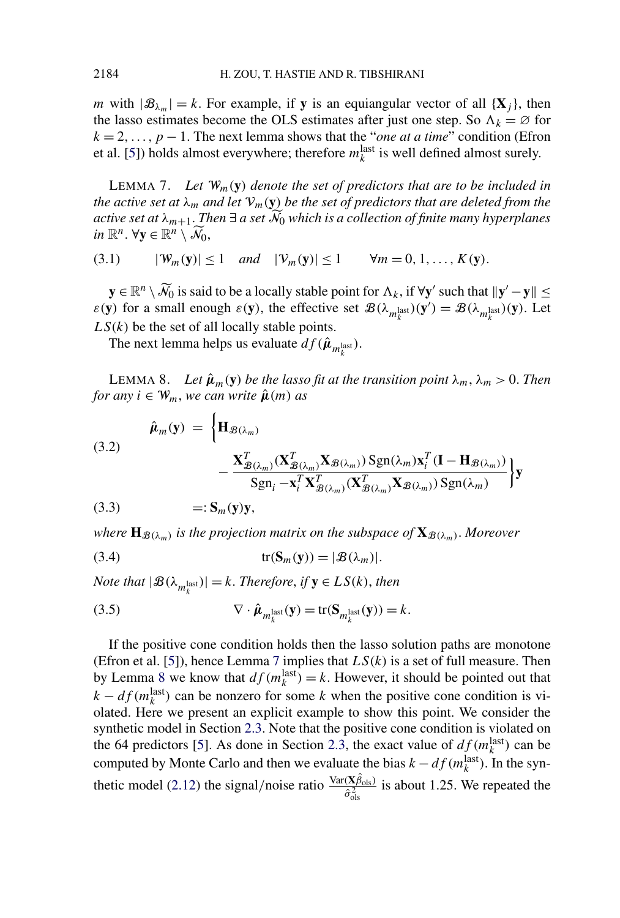$m$ with $|\mathcal{B}_{\lambda_m}| = k$. For example, if $\mathbf{y}$ is an equiangular vector of all $\{\mathbf{X}_j\}$, then the lasso estimates become the OLS estimates after just one step. So $\Lambda_k = \varnothing$ for $k = 2, \ldots, p-1$. The next lemma shows that the "*one at a time*" condition (Efron et al. [5]) holds almost everywhere; therefore $m_k^{\text{last}}$ is well defined almost surely.

LEMMA 7. *Let $\mathcal{W}_m(\mathbf{y})$ denote the set of predictors that are to be included in the active set at $\lambda_m$ and let $\mathcal{V}_m(\mathbf{y})$ be the set of predictors that are deleted from the active set at $\lambda_{m+1}$. Then $\exists$ a set $\widetilde{\mathcal{N}_0}$ which is a collection of finite many hyperplanes in $\mathbb{R}^n$. $\forall \mathbf{y} \in \mathbb{R}^n \setminus \widetilde{\mathcal{N}_0}$,*

$$|\mathcal{W}_m(\mathbf{y})| \le 1 \quad \text{and} \quad |\mathcal{V}_m(\mathbf{y})| \le 1 \qquad \forall m = 0, 1, \ldots, K(\mathbf{y}). \tag{3.1}$$

$\mathbf{y} \in \mathbb{R}^n \setminus \widetilde{\mathcal{N}_0}$ is said to be a locally stable point for $\Lambda_k$, if $\forall \mathbf{y}'$ such that $\|\mathbf{y}' - \mathbf{y}\| \le \varepsilon(\mathbf{y})$ for a small enough $\varepsilon(\mathbf{y})$, the effective set $\mathcal{B}(\lambda_{m_k^{\text{last}}})(\mathbf{y}') = \mathcal{B}(\lambda_{m_k^{\text{last}}})(\mathbf{y})$. Let $LS(k)$ be the set of all locally stable points.

The next lemma helps us evaluate $df(\hat{\boldsymbol{\mu}}_{m_k^{\text{last}}})$.

LEMMA 8. *Let $\hat{\boldsymbol{\mu}}_m(\mathbf{y})$ be the lasso fit at the transition point $\lambda_m$, $\lambda_m > 0$. Then for any $i \in \mathcal{W}_m$, we can write $\hat{\boldsymbol{\mu}}(m)$ as*

$$\hat{\boldsymbol{\mu}}_m(\mathbf{y}) = \Bigg\{\mathbf{H}_{\mathcal{B}(\lambda_m)} - \frac{\mathbf{X}^T_{\mathcal{B}(\lambda_m)}(\mathbf{X}^T_{\mathcal{B}(\lambda_m)}\mathbf{X}_{\mathcal{B}(\lambda_m)})\operatorname{Sgn}(\lambda_m)\mathbf{x}_i^T(\mathbf{I} - \mathbf{H}_{\mathcal{B}(\lambda_m)})}{\operatorname{Sgn}_i - \mathbf{x}_i^T\mathbf{X}^T_{\mathcal{B}(\lambda_m)}(\mathbf{X}^T_{\mathcal{B}(\lambda_m)}\mathbf{X}_{\mathcal{B}(\lambda_m)})\operatorname{Sgn}(\lambda_m)}\Bigg\}\mathbf{y} \tag{3.2}$$

$$=: \mathbf{S}_m(\mathbf{y})\mathbf{y}, \tag{3.3}$$

*where $\mathbf{H}_{\mathcal{B}(\lambda_m)}$ is the projection matrix on the subspace of $\mathbf{X}_{\mathcal{B}(\lambda_m)}$. Moreover*

$$\operatorname{tr}(\mathbf{S}_m(\mathbf{y})) = |\mathcal{B}(\lambda_m)|. \tag{3.4}$$

*Note that $|\mathcal{B}(\lambda_{m_k^{\text{last}}})| = k$. Therefore, if $\mathbf{y} \in LS(k)$, then*

$$\nabla \cdot \hat{\boldsymbol{\mu}}_{m_k^{\text{last}}}(\mathbf{y}) = \operatorname{tr}(\mathbf{S}_{m_k^{\text{last}}}(\mathbf{y})) = k. \tag{3.5}$$

If the positive cone condition holds then the lasso solution paths are monotone (Efron et al. [5]), hence Lemma 7 implies that $LS(k)$ is a set of full measure. Then by Lemma 8 we know that $df(m_k^{\text{last}}) = k$. However, it should be pointed out that $k - df(m_k^{\text{last}})$ can be nonzero for some $k$ when the positive cone condition is violated. Here we present an explicit example to show this point. We consider the synthetic model in Section 2.3. Note that the positive cone condition is violated on the 64 predictors [5]. As done in Section 2.3, the exact value of $df(m_k^{\text{last}})$ can be computed by Monte Carlo and then we evaluate the bias $k - df(m_k^{\text{last}})$. In the synthetic model (2.12) the signal/noise ratio $\frac{\operatorname{Var}(\mathbf{X}\hat{\beta}_{\text{ols}})}{\hat{\sigma}^2_{\text{ols}}}$ is about 1.25. We repeated the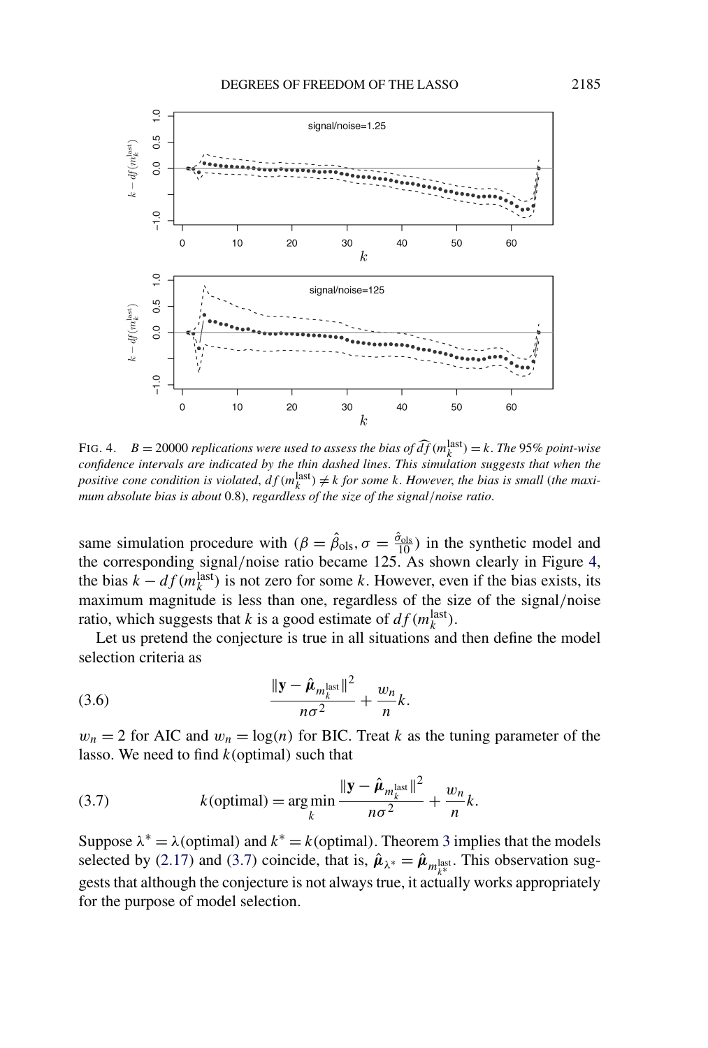FIG. 4. $B = 20000$ *replications were used to assess the bias of* $\widehat{df}(m_k^{\text{last}}) = k$. *The* 95% *point-wise confidence intervals are indicated by the thin dashed lines. This simulation suggests that when the positive cone condition is violated,* $df(m_k^{\text{last}}) \neq k$ *for some* $k$. *However, the bias is small* (*the maximum absolute bias is about* 0.8), *regardless of the size of the signal/noise ratio.*

same simulation procedure with ($\beta = \hat{\beta}_{\text{ols}}, \sigma = \frac{\hat{\sigma}_{\text{ols}}}{10}$) in the synthetic model and the corresponding signal/noise ratio became 125. As shown clearly in Figure 4, the bias $k - df(m_k^{\text{last}})$ is not zero for some $k$. However, even if the bias exists, its maximum magnitude is less than one, regardless of the size of the signal/noise ratio, which suggests that $k$ is a good estimate of $df(m_k^{\text{last}})$.

Let us pretend the conjecture is true in all situations and then define the model selection criteria as

$$\frac{\|\mathbf{y} - \hat{\boldsymbol{\mu}}_{m_k^{\text{last}}}\|^2}{n\sigma^2} + \frac{w_n}{n}k. \tag{3.6}$$

$w_n = 2$ for AIC and $w_n = \log(n)$ for BIC. Treat $k$ as the tuning parameter of the lasso. We need to find $k(\text{optimal})$ such that

$$k(\text{optimal}) = \arg\min_k \frac{\|\mathbf{y} - \hat{\boldsymbol{\mu}}_{m_k^{\text{last}}}\|^2}{n\sigma^2} + \frac{w_n}{n}k. \tag{3.7}$$

Suppose $\lambda^* = \lambda(\text{optimal})$ and $k^* = k(\text{optimal})$. Theorem 3 implies that the models selected by (2.17) and (3.7) coincide, that is, $\hat{\boldsymbol{\mu}}_{\lambda^*} = \hat{\boldsymbol{\mu}}_{m_{k^*}^{\text{last}}}$. This observation suggests that although the conjecture is not always true, it actually works appropriately for the purpose of model selection.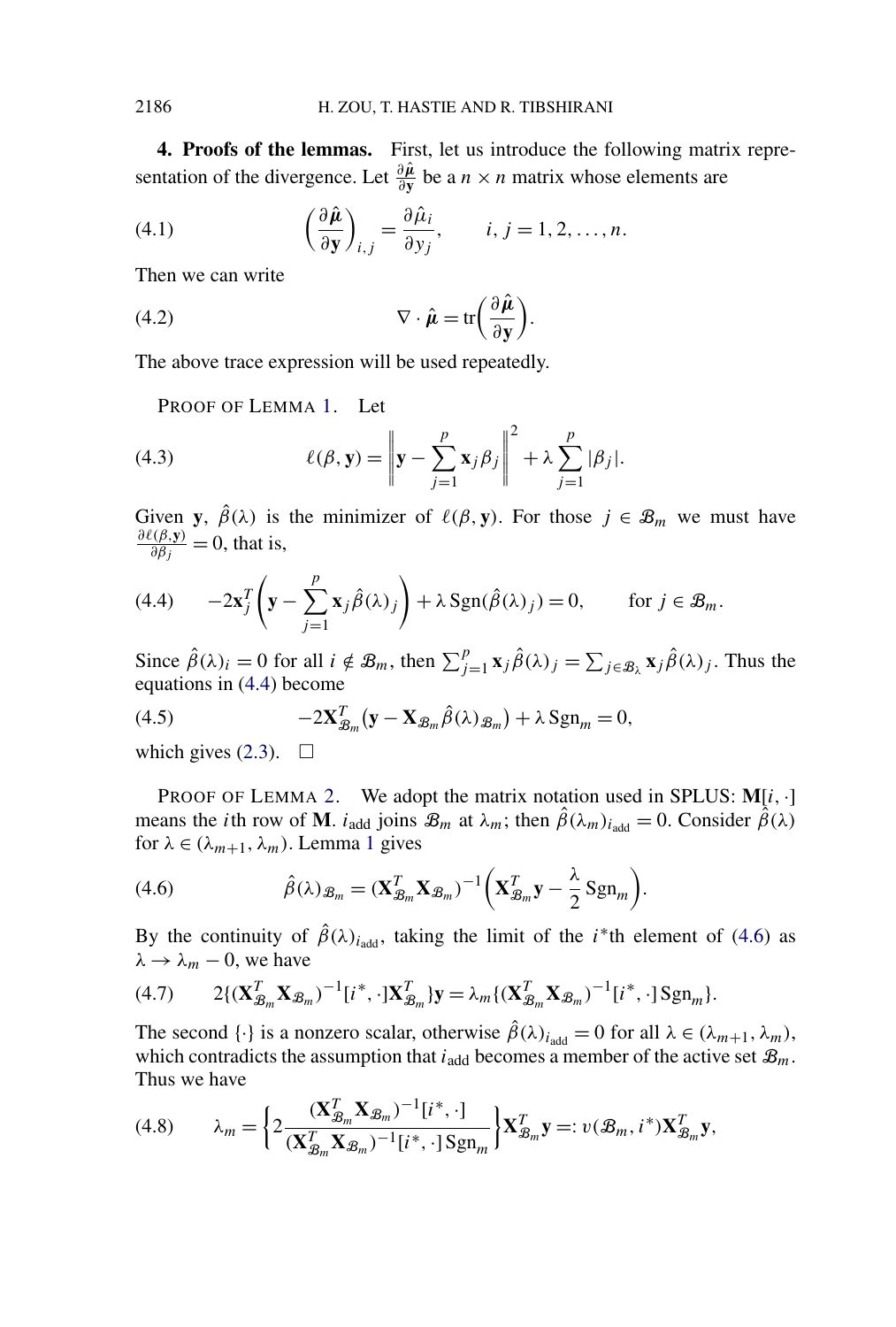**4. Proofs of the lemmas.** First, let us introduce the following matrix representation of the divergence. Let $\frac{\partial \hat{\boldsymbol{\mu}}}{\partial \mathbf{y}}$ be a $n \times n$ matrix whose elements are

$$\left(\frac{\partial \hat{\boldsymbol{\mu}}}{\partial \mathbf{y}}\right)_{i,j} = \frac{\partial \hat{\mu}_i}{\partial y_j}, \qquad i, j = 1, 2, \ldots, n. \tag{4.1}$$

Then we can write

$$\nabla \cdot \hat{\boldsymbol{\mu}} = \operatorname{tr}\left(\frac{\partial \hat{\boldsymbol{\mu}}}{\partial \mathbf{y}}\right). \tag{4.2}$$

The above trace expression will be used repeatedly.

PROOF OF LEMMA 1. Let

$$\ell(\beta, \mathbf{y}) = \left\| \mathbf{y} - \sum_{j=1}^{p} \mathbf{x}_j \beta_j \right\|^2 + \lambda \sum_{j=1}^{p} |\beta_j|. \tag{4.3}$$

Given $\mathbf{y}$, $\hat{\beta}(\lambda)$ is the minimizer of $\ell(\beta, \mathbf{y})$. For those $j \in \mathcal{B}_m$ we must have $\frac{\partial \ell(\beta, \mathbf{y})}{\partial \beta_j} = 0$, that is,

$$-2\mathbf{x}_j^T \left( \mathbf{y} - \sum_{j=1}^{p} \mathbf{x}_j \hat{\beta}(\lambda)_j \right) + \lambda \operatorname{Sgn}(\hat{\beta}(\lambda)_j) = 0, \qquad \text{for } j \in \mathcal{B}_m. \tag{4.4}$$

Since $\hat{\beta}(\lambda)_i = 0$ for all $i \notin \mathcal{B}_m$, then $\sum_{j=1}^{p} \mathbf{x}_j \hat{\beta}(\lambda)_j = \sum_{j \in \mathcal{B}_\lambda} \mathbf{x}_j \hat{\beta}(\lambda)_j$. Thus the equations in (4.4) become

$$-2\mathbf{X}_{\mathcal{B}_m}^T (\mathbf{y} - \mathbf{X}_{\mathcal{B}_m} \hat{\beta}(\lambda)_{\mathcal{B}_m}) + \lambda \operatorname{Sgn}_m = 0, \tag{4.5}$$

which gives (2.3). $\square$

PROOF OF LEMMA 2. We adopt the matrix notation used in SPLUS: $\mathbf{M}[i, \cdot]$ means the $i$th row of $\mathbf{M}$. $i_{\text{add}}$ joins $\mathcal{B}_m$ at $\lambda_m$; then $\hat{\beta}(\lambda_m)_{i_{\text{add}}} = 0$. Consider $\hat{\beta}(\lambda)$ for $\lambda \in (\lambda_{m+1}, \lambda_m)$. Lemma 1 gives

$$\hat{\beta}(\lambda)_{\mathcal{B}_m} = (\mathbf{X}_{\mathcal{B}_m}^T \mathbf{X}_{\mathcal{B}_m})^{-1} \left( \mathbf{X}_{\mathcal{B}_m}^T \mathbf{y} - \frac{\lambda}{2} \operatorname{Sgn}_m \right). \tag{4.6}$$

By the continuity of $\hat{\beta}(\lambda)_{i_{\text{add}}}$, taking the limit of the $i^*$th element of (4.6) as $\lambda \to \lambda_m - 0$, we have

$$2\{(\mathbf{X}_{\mathcal{B}_m}^T \mathbf{X}_{\mathcal{B}_m})^{-1}[i^*, \cdot] \mathbf{X}_{\mathcal{B}_m}^T\} \mathbf{y} = \lambda_m \{(\mathbf{X}_{\mathcal{B}_m}^T \mathbf{X}_{\mathcal{B}_m})^{-1}[i^*, \cdot] \operatorname{Sgn}_m\}. \tag{4.7}$$

The second $\{\cdot\}$ is a nonzero scalar, otherwise $\hat{\beta}(\lambda)_{i_{\text{add}}} = 0$ for all $\lambda \in (\lambda_{m+1}, \lambda_m)$, which contradicts the assumption that $i_{\text{add}}$ becomes a member of the active set $\mathcal{B}_m$. Thus we have

$$\lambda_m = \left\{ 2 \frac{(\mathbf{X}_{\mathcal{B}_m}^T \mathbf{X}_{\mathcal{B}_m})^{-1}[i^*, \cdot]}{(\mathbf{X}_{\mathcal{B}_m}^T \mathbf{X}_{\mathcal{B}_m})^{-1}[i^*, \cdot] \operatorname{Sgn}_m} \right\} \mathbf{X}_{\mathcal{B}_m}^T \mathbf{y} =: v(\mathcal{B}_m, i^*) \mathbf{X}_{\mathcal{B}_m}^T \mathbf{y}, \tag{4.8}$$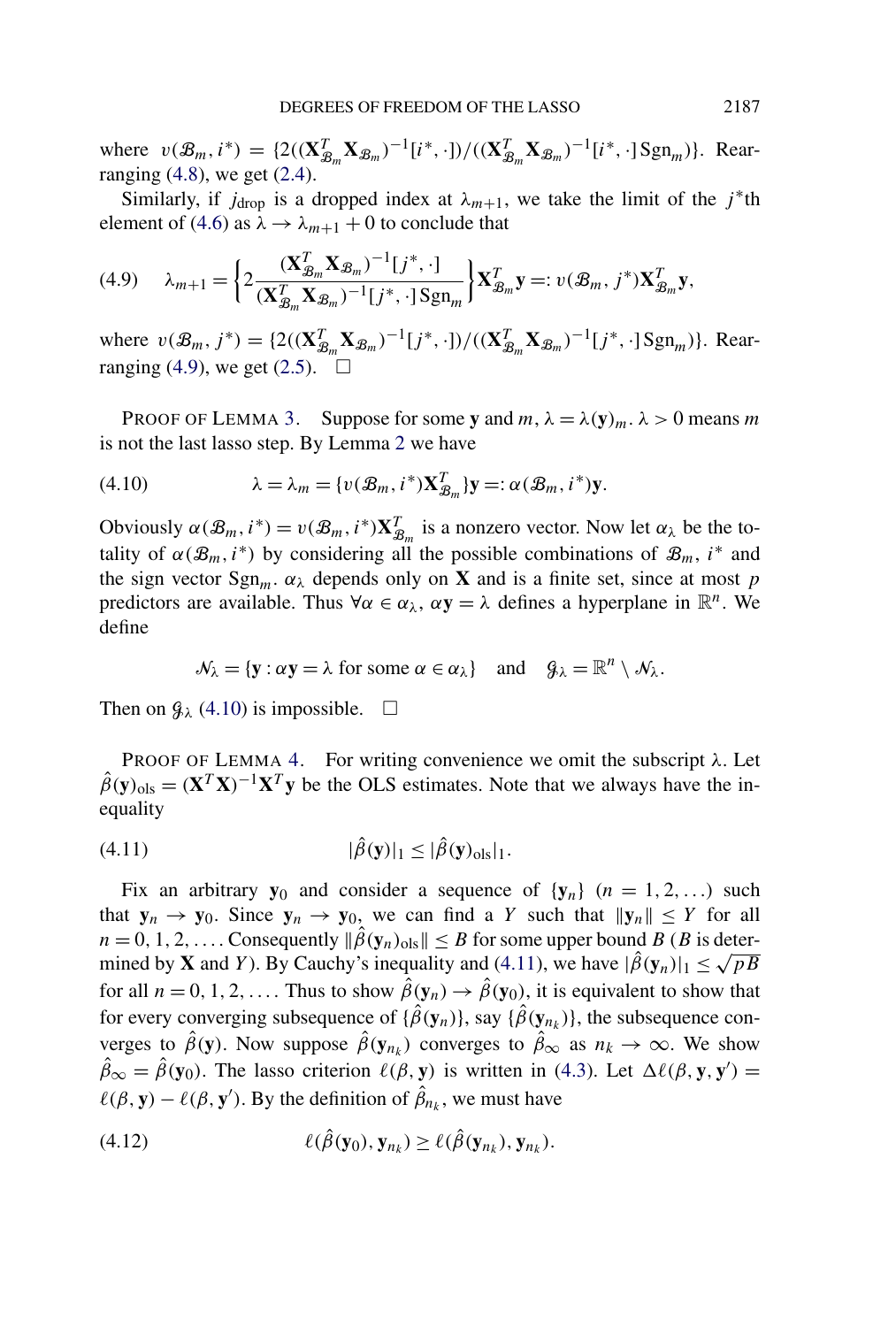where $v(\mathcal{B}_m, i^*) = \{2((\mathbf{X}_{\mathcal{B}_m}^T \mathbf{X}_{\mathcal{B}_m})^{-1}[i^*, \cdot])/((\mathbf{X}_{\mathcal{B}_m}^T \mathbf{X}_{\mathcal{B}_m})^{-1}[i^*, \cdot] \operatorname{Sgn}_m)\}$. Rearranging (4.8), we get (2.4).

Similarly, if $j_{\text{drop}}$ is a dropped index at $\lambda_{m+1}$, we take the limit of the $j^*$th element of (4.6) as $\lambda \to \lambda_{m+1} + 0$ to conclude that

$$\lambda_{m+1} = \left\{ 2 \frac{(\mathbf{X}_{\mathcal{B}_m}^T \mathbf{X}_{\mathcal{B}_m})^{-1}[j^*, \cdot]}{(\mathbf{X}_{\mathcal{B}_m}^T \mathbf{X}_{\mathcal{B}_m})^{-1}[j^*, \cdot] \operatorname{Sgn}_m} \right\} \mathbf{X}_{\mathcal{B}_m}^T \mathbf{y} =: v(\mathcal{B}_m, j^*) \mathbf{X}_{\mathcal{B}_m}^T \mathbf{y}, \tag{4.9}$$

where $v(\mathcal{B}_m, j^*) = \{2((\mathbf{X}_{\mathcal{B}_m}^T \mathbf{X}_{\mathcal{B}_m})^{-1}[j^*, \cdot])/((\mathbf{X}_{\mathcal{B}_m}^T \mathbf{X}_{\mathcal{B}_m})^{-1}[j^*, \cdot] \operatorname{Sgn}_m)\}$. Rearranging (4.9), we get (2.5). $\square$

PROOF OF LEMMA 3. Suppose for some $\mathbf{y}$ and $m$, $\lambda = \lambda(\mathbf{y})_m$. $\lambda > 0$ means $m$ is not the last lasso step. By Lemma 2 we have

$$\lambda = \lambda_m = \{v(\mathcal{B}_m, i^*) \mathbf{X}_{\mathcal{B}_m}^T\} \mathbf{y} =: \alpha(\mathcal{B}_m, i^*) \mathbf{y}. \tag{4.10}$$

Obviously $\alpha(\mathcal{B}_m, i^*) = v(\mathcal{B}_m, i^*) \mathbf{X}_{\mathcal{B}_m}^T$ is a nonzero vector. Now let $\alpha_\lambda$ be the totality of $\alpha(\mathcal{B}_m, i^*)$ by considering all the possible combinations of $\mathcal{B}_m$, $i^*$ and the sign vector $\operatorname{Sgn}_m$. $\alpha_\lambda$ depends only on $\mathbf{X}$ and is a finite set, since at most $p$ predictors are available. Thus $\forall \alpha \in \alpha_\lambda$, $\alpha \mathbf{y} = \lambda$ defines a hyperplane in $\mathbb{R}^n$. We define

$$\mathcal{N}_\lambda = \{\mathbf{y} : \alpha \mathbf{y} = \lambda \text{ for some } \alpha \in \alpha_\lambda\} \quad \text{and} \quad \mathcal{G}_\lambda = \mathbb{R}^n \setminus \mathcal{N}_\lambda.$$

Then on $\mathcal{G}_\lambda$ (4.10) is impossible. $\square$

PROOF OF LEMMA 4. For writing convenience we omit the subscript $\lambda$. Let $\hat{\beta}(\mathbf{y})_{\text{ols}} = (\mathbf{X}^T \mathbf{X})^{-1} \mathbf{X}^T \mathbf{y}$ be the OLS estimates. Note that we always have the inequality

$$|\hat{\beta}(\mathbf{y})|_1 \le |\hat{\beta}(\mathbf{y})_{\text{ols}}|_1. \tag{4.11}$$

Fix an arbitrary $\mathbf{y}_0$ and consider a sequence of $\{\mathbf{y}_n\}$ $(n = 1, 2, \ldots)$ such that $\mathbf{y}_n \to \mathbf{y}_0$. Since $\mathbf{y}_n \to \mathbf{y}_0$, we can find a $Y$ such that $\|\mathbf{y}_n\| \le Y$ for all $n = 0, 1, 2, \ldots$. Consequently $\|\hat{\beta}(\mathbf{y}_n)_{\text{ols}}\| \le B$ for some upper bound $B$ ($B$ is determined by $\mathbf{X}$ and $Y$). By Cauchy's inequality and (4.11), we have $|\hat{\beta}(\mathbf{y}_n)|_1 \le \sqrt{p} B$ for all $n = 0, 1, 2, \ldots$. Thus to show $\hat{\beta}(\mathbf{y}_n) \to \hat{\beta}(\mathbf{y}_0)$, it is equivalent to show that for every converging subsequence of $\{\hat{\beta}(\mathbf{y}_n)\}$, say $\{\hat{\beta}(\mathbf{y}_{n_k})\}$, the subsequence converges to $\hat{\beta}(\mathbf{y})$. Now suppose $\hat{\beta}(\mathbf{y}_{n_k})$ converges to $\hat{\beta}_\infty$ as $n_k \to \infty$. We show $\hat{\beta}_\infty = \hat{\beta}(\mathbf{y}_0)$. The lasso criterion $\ell(\beta, \mathbf{y})$ is written in (4.3). Let $\Delta\ell(\beta, \mathbf{y}, \mathbf{y}') = \ell(\beta, \mathbf{y}) - \ell(\beta, \mathbf{y}')$. By the definition of $\hat{\beta}_{n_k}$, we must have

$$\ell(\hat{\beta}(\mathbf{y}_0), \mathbf{y}_{n_k}) \ge \ell(\hat{\beta}(\mathbf{y}_{n_k}), \mathbf{y}_{n_k}). \tag{4.12}$$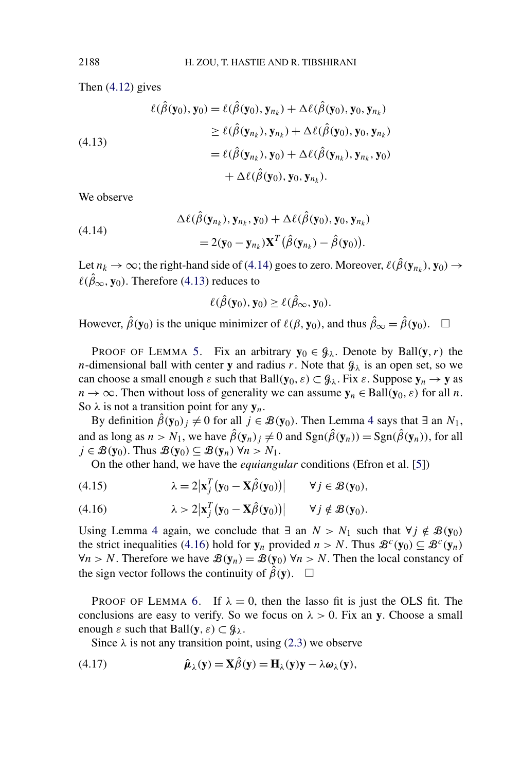Then (4.12) gives

$$
\begin{aligned}
\ell(\hat{\beta}(\mathbf{y}_0), \mathbf{y}_0) &= \ell(\hat{\beta}(\mathbf{y}_0), \mathbf{y}_{n_k}) + \Delta\ell(\hat{\beta}(\mathbf{y}_0), \mathbf{y}_0, \mathbf{y}_{n_k}) \\
&\geq \ell(\hat{\beta}(\mathbf{y}_{n_k}), \mathbf{y}_{n_k}) + \Delta\ell(\hat{\beta}(\mathbf{y}_0), \mathbf{y}_0, \mathbf{y}_{n_k}) \\
&= \ell(\hat{\beta}(\mathbf{y}_{n_k}), \mathbf{y}_0) + \Delta\ell(\hat{\beta}(\mathbf{y}_{n_k}), \mathbf{y}_{n_k}, \mathbf{y}_0) \\
&\quad + \Delta\ell(\hat{\beta}(\mathbf{y}_0), \mathbf{y}_0, \mathbf{y}_{n_k}).
\end{aligned} \tag{4.13}
$$

We observe

$$
\begin{aligned}
&\Delta\ell(\hat{\beta}(\mathbf{y}_{n_k}), \mathbf{y}_{n_k}, \mathbf{y}_0) + \Delta\ell(\hat{\beta}(\mathbf{y}_0), \mathbf{y}_0, \mathbf{y}_{n_k}) \\
&\quad = 2(\mathbf{y}_0 - \mathbf{y}_{n_k})\mathbf{X}^T\big(\hat{\beta}(\mathbf{y}_{n_k}) - \hat{\beta}(\mathbf{y}_0)\big).
\end{aligned} \tag{4.14}
$$

Let $n_k \to \infty$; the right-hand side of (4.14) goes to zero. Moreover, $\ell(\hat{\beta}(\mathbf{y}_{n_k}), \mathbf{y}_0) \to \ell(\hat{\beta}_\infty, \mathbf{y}_0)$. Therefore (4.13) reduces to

$$
\ell(\hat{\beta}(\mathbf{y}_0), \mathbf{y}_0) \geq \ell(\hat{\beta}_\infty, \mathbf{y}_0).
$$

However, $\hat{\beta}(\mathbf{y}_0)$ is the unique minimizer of $\ell(\beta, \mathbf{y}_0)$, and thus $\hat{\beta}_\infty = \hat{\beta}(\mathbf{y}_0)$. □

PROOF OF LEMMA 5. Fix an arbitrary $\mathbf{y}_0 \in \mathcal{G}_\lambda$. Denote by $\mathrm{Ball}(\mathbf{y}, r)$ the $n$-dimensional ball with center $\mathbf{y}$ and radius $r$. Note that $\mathcal{G}_\lambda$ is an open set, so we can choose a small enough $\varepsilon$ such that $\mathrm{Ball}(\mathbf{y}_0, \varepsilon) \subset \mathcal{G}_\lambda$. Fix $\varepsilon$. Suppose $\mathbf{y}_n \to \mathbf{y}$ as $n \to \infty$. Then without loss of generality we can assume $\mathbf{y}_n \in \mathrm{Ball}(\mathbf{y}_0, \varepsilon)$ for all $n$. So $\lambda$ is not a transition point for any $\mathbf{y}_n$.

By definition $\hat{\beta}(\mathbf{y}_0)_j \neq 0$ for all $j \in \mathcal{B}(\mathbf{y}_0)$. Then Lemma 4 says that $\exists$ an $N_1$, and as long as $n > N_1$, we have $\hat{\beta}(\mathbf{y}_n)_j \neq 0$ and $\mathrm{Sgn}(\hat{\beta}(\mathbf{y}_n)) = \mathrm{Sgn}(\hat{\beta}(\mathbf{y}_n))$, for all $j \in \mathcal{B}(\mathbf{y}_0)$. Thus $\mathcal{B}(\mathbf{y}_0) \subseteq \mathcal{B}(\mathbf{y}_n)$ $\forall n > N_1$.

On the other hand, we have the *equiangular* conditions (Efron et al. [5])

$$
\lambda = 2\big|\mathbf{x}_j^T\big(\mathbf{y}_0 - \mathbf{X}\hat{\beta}(\mathbf{y}_0)\big)\big| \qquad \forall j \in \mathcal{B}(\mathbf{y}_0), \tag{4.15}
$$

$$
\lambda > 2\big|\mathbf{x}_j^T\big(\mathbf{y}_0 - \mathbf{X}\hat{\beta}(\mathbf{y}_0)\big)\big| \qquad \forall j \notin \mathcal{B}(\mathbf{y}_0). \tag{4.16}
$$

Using Lemma 4 again, we conclude that $\exists$ an $N > N_1$ such that $\forall j \notin \mathcal{B}(\mathbf{y}_0)$ the strict inequalities (4.16) hold for $\mathbf{y}_n$ provided $n > N$. Thus $\mathcal{B}^c(\mathbf{y}_0) \subseteq \mathcal{B}^c(\mathbf{y}_n)$ $\forall n > N$. Therefore we have $\mathcal{B}(\mathbf{y}_n) = \mathcal{B}(\mathbf{y}_0)$ $\forall n > N$. Then the local constancy of the sign vector follows the continuity of $\hat{\beta}(\mathbf{y})$. □

PROOF OF LEMMA 6. If $\lambda = 0$, then the lasso fit is just the OLS fit. The conclusions are easy to verify. So we focus on $\lambda > 0$. Fix an $\mathbf{y}$. Choose a small enough $\varepsilon$ such that $\mathrm{Ball}(\mathbf{y}, \varepsilon) \subset \mathcal{G}_\lambda$.

Since $\lambda$ is not any transition point, using (2.3) we observe

$$
\hat{\boldsymbol{\mu}}_\lambda(\mathbf{y}) = \mathbf{X}\hat{\beta}(\mathbf{y}) = \mathbf{H}_\lambda(\mathbf{y})\mathbf{y} - \lambda\boldsymbol{\omega}_\lambda(\mathbf{y}), \tag{4.17}
$$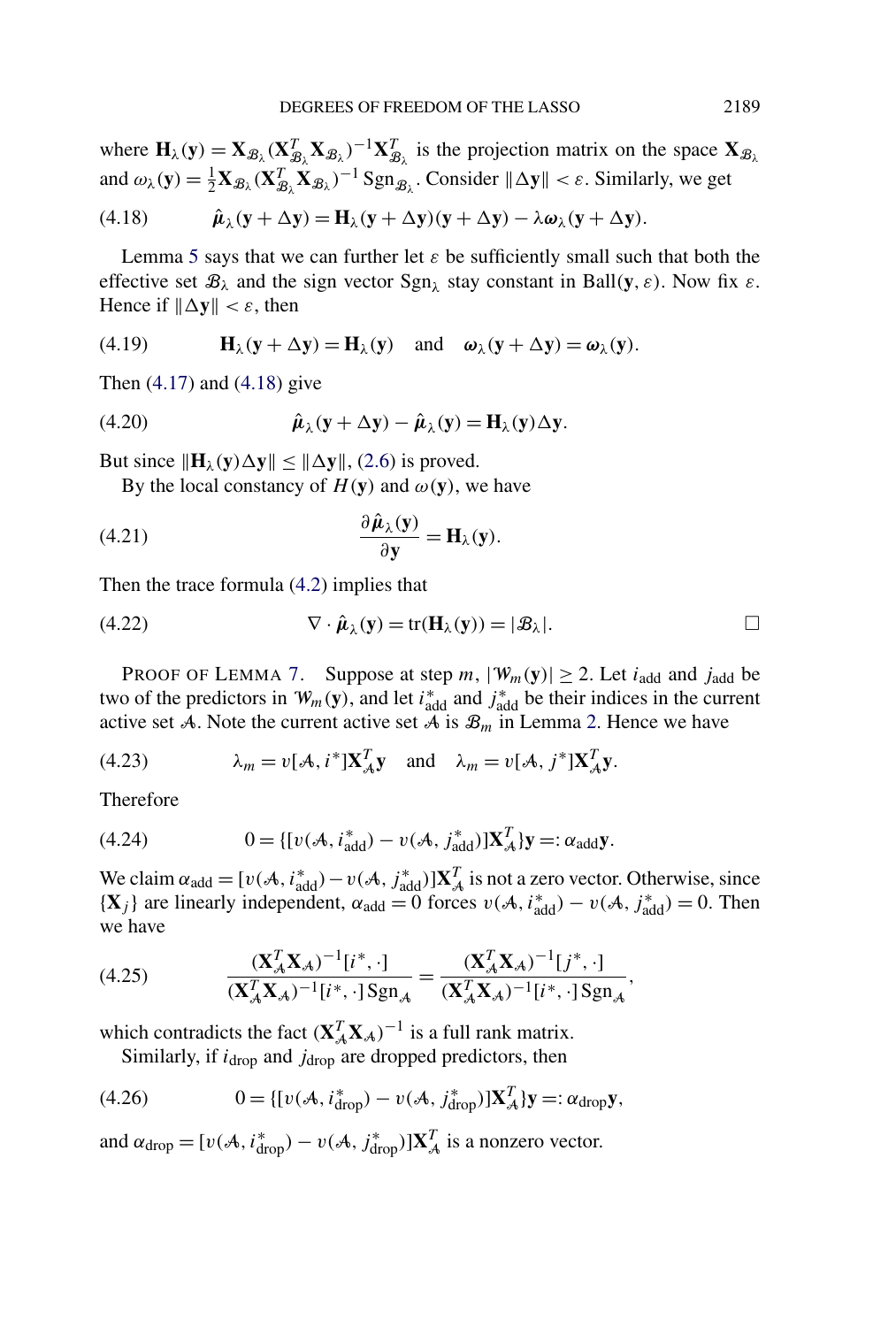where $\mathbf{H}_\lambda(\mathbf{y}) = \mathbf{X}_{\mathcal{B}_\lambda}(\mathbf{X}_{\mathcal{B}_\lambda}^T \mathbf{X}_{\mathcal{B}_\lambda})^{-1}\mathbf{X}_{\mathcal{B}_\lambda}^T$ is the projection matrix on the space $\mathbf{X}_{\mathcal{B}_\lambda}$ and $\omega_\lambda(\mathbf{y}) = \frac{1}{2}\mathbf{X}_{\mathcal{B}_\lambda}(\mathbf{X}_{\mathcal{B}_\lambda}^T \mathbf{X}_{\mathcal{B}_\lambda})^{-1}\operatorname{Sgn}_{\mathcal{B}_\lambda}$. Consider $\|\Delta\mathbf{y}\| < \varepsilon$. Similarly, we get

$$\hat{\boldsymbol{\mu}}_\lambda(\mathbf{y} + \Delta\mathbf{y}) = \mathbf{H}_\lambda(\mathbf{y} + \Delta\mathbf{y})(\mathbf{y} + \Delta\mathbf{y}) - \lambda\boldsymbol{\omega}_\lambda(\mathbf{y} + \Delta\mathbf{y}). \tag{4.18}$$

Lemma 5 says that we can further let $\varepsilon$ be sufficiently small such that both the effective set $\mathcal{B}_\lambda$ and the sign vector $\operatorname{Sgn}_\lambda$ stay constant in $\operatorname{Ball}(\mathbf{y}, \varepsilon)$. Now fix $\varepsilon$. Hence if $\|\Delta\mathbf{y}\| < \varepsilon$, then

$$\mathbf{H}_\lambda(\mathbf{y} + \Delta\mathbf{y}) = \mathbf{H}_\lambda(\mathbf{y}) \quad \text{and} \quad \boldsymbol{\omega}_\lambda(\mathbf{y} + \Delta\mathbf{y}) = \boldsymbol{\omega}_\lambda(\mathbf{y}). \tag{4.19}$$

Then (4.17) and (4.18) give

$$\hat{\boldsymbol{\mu}}_\lambda(\mathbf{y} + \Delta\mathbf{y}) - \hat{\boldsymbol{\mu}}_\lambda(\mathbf{y}) = \mathbf{H}_\lambda(\mathbf{y})\Delta\mathbf{y}. \tag{4.20}$$

But since $\|\mathbf{H}_\lambda(\mathbf{y})\Delta\mathbf{y}\| \le \|\Delta\mathbf{y}\|$, (2.6) is proved.

By the local constancy of $H(\mathbf{y})$ and $\omega(\mathbf{y})$, we have

$$\frac{\partial\hat{\boldsymbol{\mu}}_\lambda(\mathbf{y})}{\partial\mathbf{y}} = \mathbf{H}_\lambda(\mathbf{y}). \tag{4.21}$$

Then the trace formula (4.2) implies that

$$\nabla \cdot \hat{\boldsymbol{\mu}}_\lambda(\mathbf{y}) = \operatorname{tr}(\mathbf{H}_\lambda(\mathbf{y})) = |\mathcal{B}_\lambda|. \tag{4.22}$$

□

PROOF OF LEMMA 7. Suppose at step $m$, $|\mathcal{W}_m(\mathbf{y})| \ge 2$. Let $i_{\text{add}}$ and $j_{\text{add}}$ be two of the predictors in $\mathcal{W}_m(\mathbf{y})$, and let $i^*_{\text{add}}$ and $j^*_{\text{add}}$ be their indices in the current active set $\mathcal{A}$. Note the current active set $\mathcal{A}$ is $\mathcal{B}_m$ in Lemma 2. Hence we have

$$\lambda_m = v[\mathcal{A}, i^*]\mathbf{X}_{\mathcal{A}}^T\mathbf{y} \quad \text{and} \quad \lambda_m = v[\mathcal{A}, j^*]\mathbf{X}_{\mathcal{A}}^T\mathbf{y}. \tag{4.23}$$

Therefore

$$0 = \{[v(\mathcal{A}, i^*_{\text{add}}) - v(\mathcal{A}, j^*_{\text{add}})]\mathbf{X}_{\mathcal{A}}^T\}\mathbf{y} =: \alpha_{\text{add}}\mathbf{y}. \tag{4.24}$$

We claim $\alpha_{\text{add}} = [v(\mathcal{A}, i^*_{\text{add}}) - v(\mathcal{A}, j^*_{\text{add}})]\mathbf{X}_{\mathcal{A}}^T$ is not a zero vector. Otherwise, since $\{\mathbf{X}_j\}$ are linearly independent, $\alpha_{\text{add}} = 0$ forces $v(\mathcal{A}, i^*_{\text{add}}) - v(\mathcal{A}, j^*_{\text{add}}) = 0$. Then we have

$$\frac{(\mathbf{X}_{\mathcal{A}}^T\mathbf{X}_{\mathcal{A}})^{-1}[i^*, \cdot]}{(\mathbf{X}_{\mathcal{A}}^T\mathbf{X}_{\mathcal{A}})^{-1}[i^*, \cdot]\operatorname{Sgn}_{\mathcal{A}}} = \frac{(\mathbf{X}_{\mathcal{A}}^T\mathbf{X}_{\mathcal{A}})^{-1}[j^*, \cdot]}{(\mathbf{X}_{\mathcal{A}}^T\mathbf{X}_{\mathcal{A}})^{-1}[i^*, \cdot]\operatorname{Sgn}_{\mathcal{A}}}, \tag{4.25}$$

which contradicts the fact $(\mathbf{X}_{\mathcal{A}}^T\mathbf{X}_{\mathcal{A}})^{-1}$ is a full rank matrix.

Similarly, if $i_{\text{drop}}$ and $j_{\text{drop}}$ are dropped predictors, then

$$0 = \{[v(\mathcal{A}, i^*_{\text{drop}}) - v(\mathcal{A}, j^*_{\text{drop}})]\mathbf{X}_{\mathcal{A}}^T\}\mathbf{y} =: \alpha_{\text{drop}}\mathbf{y}, \tag{4.26}$$

and $\alpha_{\text{drop}} = [v(\mathcal{A}, i^*_{\text{drop}}) - v(\mathcal{A}, j^*_{\text{drop}})]\mathbf{X}_{\mathcal{A}}^T$ is a nonzero vector.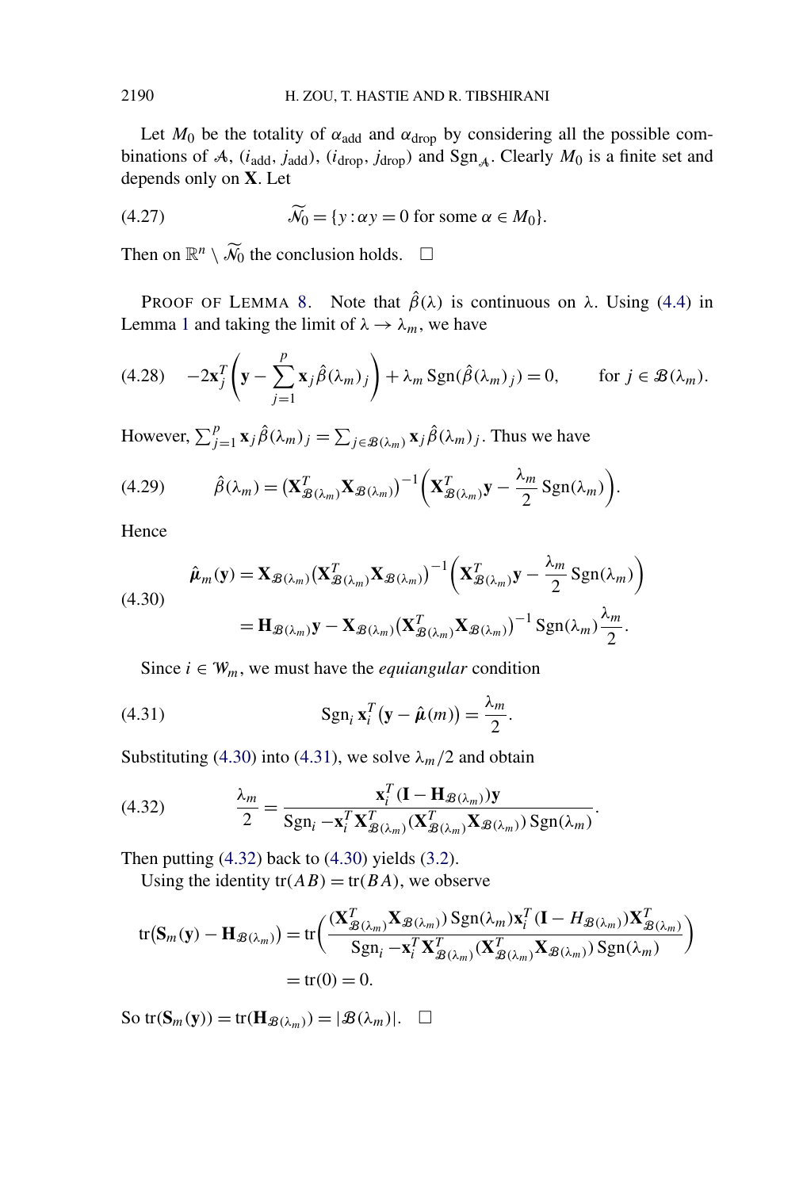Let $M_0$ be the totality of $\alpha_{\text{add}}$ and $\alpha_{\text{drop}}$ by considering all the possible combinations of $\mathcal{A}$, $(i_{\text{add}}, j_{\text{add}})$, $(i_{\text{drop}}, j_{\text{drop}})$ and $\text{Sgn}_{\mathcal{A}}$. Clearly $M_0$ is a finite set and depends only on $\mathbf{X}$. Let

$$\widetilde{\mathcal{N}}_0 = \{y : \alpha y = 0 \text{ for some } \alpha \in M_0\}. \tag{4.27}$$

Then on $\mathbb{R}^n \setminus \widetilde{\mathcal{N}}_0$ the conclusion holds. $\square$

PROOF OF LEMMA 8. Note that $\hat{\beta}(\lambda)$ is continuous on $\lambda$. Using (4.4) in Lemma 1 and taking the limit of $\lambda \to \lambda_m$, we have

$$-2\mathbf{x}_j^T \left( \mathbf{y} - \sum_{j=1}^{p} \mathbf{x}_j \hat{\beta}(\lambda_m)_j \right) + \lambda_m \text{Sgn}(\hat{\beta}(\lambda_m)_j) = 0, \qquad \text{for } j \in \mathcal{B}(\lambda_m). \tag{4.28}$$

However, $\sum_{j=1}^{p} \mathbf{x}_j \hat{\beta}(\lambda_m)_j = \sum_{j \in \mathcal{B}(\lambda_m)} \mathbf{x}_j \hat{\beta}(\lambda_m)_j$. Thus we have

$$\hat{\beta}(\lambda_m) = \left(\mathbf{X}_{\mathcal{B}(\lambda_m)}^T \mathbf{X}_{\mathcal{B}(\lambda_m)}\right)^{-1} \left( \mathbf{X}_{\mathcal{B}(\lambda_m)}^T \mathbf{y} - \frac{\lambda_m}{2} \text{Sgn}(\lambda_m) \right). \tag{4.29}$$

Hence

$$\begin{aligned} \hat{\boldsymbol{\mu}}_m(\mathbf{y}) &= \mathbf{X}_{\mathcal{B}(\lambda_m)} \left(\mathbf{X}_{\mathcal{B}(\lambda_m)}^T \mathbf{X}_{\mathcal{B}(\lambda_m)}\right)^{-1} \left( \mathbf{X}_{\mathcal{B}(\lambda_m)}^T \mathbf{y} - \frac{\lambda_m}{2} \text{Sgn}(\lambda_m) \right) \\ &= \mathbf{H}_{\mathcal{B}(\lambda_m)} \mathbf{y} - \mathbf{X}_{\mathcal{B}(\lambda_m)} \left(\mathbf{X}_{\mathcal{B}(\lambda_m)}^T \mathbf{X}_{\mathcal{B}(\lambda_m)}\right)^{-1} \text{Sgn}(\lambda_m) \frac{\lambda_m}{2}. \end{aligned} \tag{4.30}$$

Since $i \in \mathcal{W}_m$, we must have the *equiangular* condition

$$\text{Sgn}_i \, \mathbf{x}_i^T (\mathbf{y} - \hat{\boldsymbol{\mu}}(m)) = \frac{\lambda_m}{2}. \tag{4.31}$$

Substituting (4.30) into (4.31), we solve $\lambda_m/2$ and obtain

$$\frac{\lambda_m}{2} = \frac{\mathbf{x}_i^T (\mathbf{I} - \mathbf{H}_{\mathcal{B}(\lambda_m)}) \mathbf{y}}{\text{Sgn}_i - \mathbf{x}_i^T \mathbf{X}_{\mathcal{B}(\lambda_m)}^T (\mathbf{X}_{\mathcal{B}(\lambda_m)}^T \mathbf{X}_{\mathcal{B}(\lambda_m)}) \text{Sgn}(\lambda_m)}. \tag{4.32}$$

Then putting (4.32) back to (4.30) yields (3.2).

Using the identity $\text{tr}(AB) = \text{tr}(BA)$, we observe

$$\begin{aligned} \text{tr}\big(\mathbf{S}_m(\mathbf{y}) - \mathbf{H}_{\mathcal{B}(\lambda_m)}\big) &= \text{tr}\left( \frac{(\mathbf{X}_{\mathcal{B}(\lambda_m)}^T \mathbf{X}_{\mathcal{B}(\lambda_m)}) \text{Sgn}(\lambda_m) \mathbf{x}_i^T (\mathbf{I} - H_{\mathcal{B}(\lambda_m)}) \mathbf{X}_{\mathcal{B}(\lambda_m)}^T}{\text{Sgn}_i - \mathbf{x}_i^T \mathbf{X}_{\mathcal{B}(\lambda_m)}^T (\mathbf{X}_{\mathcal{B}(\lambda_m)}^T \mathbf{X}_{\mathcal{B}(\lambda_m)}) \text{Sgn}(\lambda_m)} \right) \\ &= \text{tr}(0) = 0. \end{aligned}$$

So $\text{tr}(\mathbf{S}_m(\mathbf{y})) = \text{tr}(\mathbf{H}_{\mathcal{B}(\lambda_m)}) = |\mathcal{B}(\lambda_m)|$. $\square$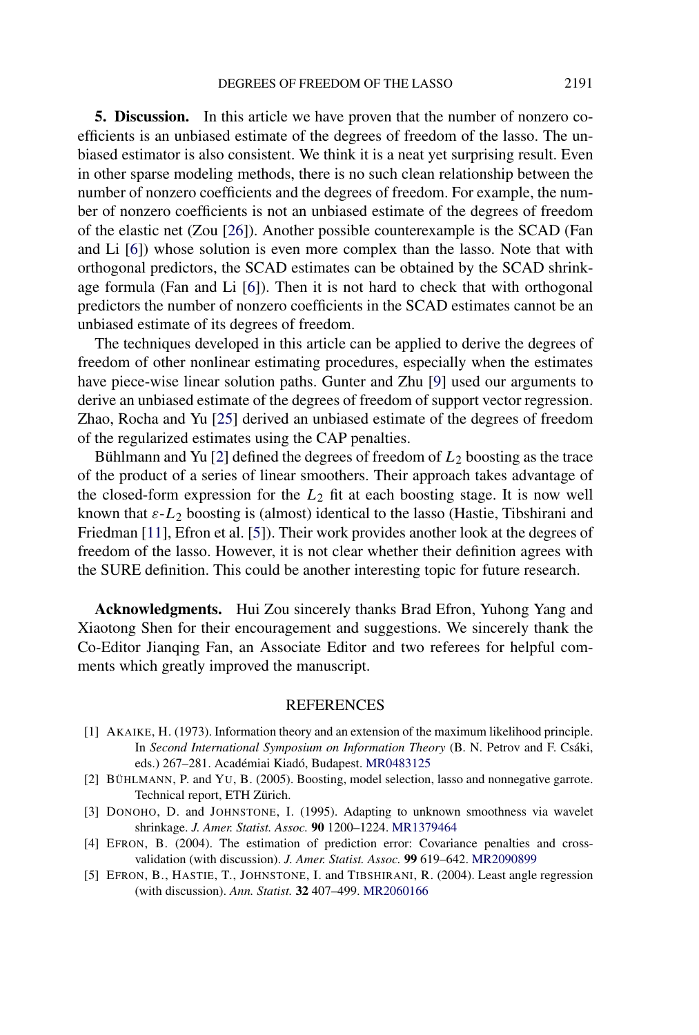**5. Discussion.** In this article we have proven that the number of nonzero coefficients is an unbiased estimate of the degrees of freedom of the lasso. The unbiased estimator is also consistent. We think it is a neat yet surprising result. Even in other sparse modeling methods, there is no such clean relationship between the number of nonzero coefficients and the degrees of freedom. For example, the number of nonzero coefficients is not an unbiased estimate of the degrees of freedom of the elastic net (Zou [26]). Another possible counterexample is the SCAD (Fan and Li [6]) whose solution is even more complex than the lasso. Note that with orthogonal predictors, the SCAD estimates can be obtained by the SCAD shrinkage formula (Fan and Li [6]). Then it is not hard to check that with orthogonal predictors the number of nonzero coefficients in the SCAD estimates cannot be an unbiased estimate of its degrees of freedom.

The techniques developed in this article can be applied to derive the degrees of freedom of other nonlinear estimating procedures, especially when the estimates have piece-wise linear solution paths. Gunter and Zhu [9] used our arguments to derive an unbiased estimate of the degrees of freedom of support vector regression. Zhao, Rocha and Yu [25] derived an unbiased estimate of the degrees of freedom of the regularized estimates using the CAP penalties.

Bühlmann and Yu [2] defined the degrees of freedom of $L_2$ boosting as the trace of the product of a series of linear smoothers. Their approach takes advantage of the closed-form expression for the $L_2$ fit at each boosting stage. It is now well known that $\varepsilon$-$L_2$ boosting is (almost) identical to the lasso (Hastie, Tibshirani and Friedman [11], Efron et al. [5]). Their work provides another look at the degrees of freedom of the lasso. However, it is not clear whether their definition agrees with the SURE definition. This could be another interesting topic for future research.

**Acknowledgments.** Hui Zou sincerely thanks Brad Efron, Yuhong Yang and Xiaotong Shen for their encouragement and suggestions. We sincerely thank the Co-Editor Jianqing Fan, an Associate Editor and two referees for helpful comments which greatly improved the manuscript.

## REFERENCES

[1] AKAIKE, H. (1973). Information theory and an extension of the maximum likelihood principle. In *Second International Symposium on Information Theory* (B. N. Petrov and F. Csáki, eds.) 267–281. Académiai Kiadó, Budapest. MR0483125

[2] BÜHLMANN, P. and YU, B. (2005). Boosting, model selection, lasso and nonnegative garrote. Technical report, ETH Zürich.

[3] DONOHO, D. and JOHNSTONE, I. (1995). Adapting to unknown smoothness via wavelet shrinkage. *J. Amer. Statist. Assoc.* **90** 1200–1224. MR1379464

[4] EFRON, B. (2004). The estimation of prediction error: Covariance penalties and cross-validation (with discussion). *J. Amer. Statist. Assoc.* **99** 619–642. MR2090899

[5] EFRON, B., HASTIE, T., JOHNSTONE, I. and TIBSHIRANI, R. (2004). Least angle regression (with discussion). *Ann. Statist.* **32** 407–499. MR2060166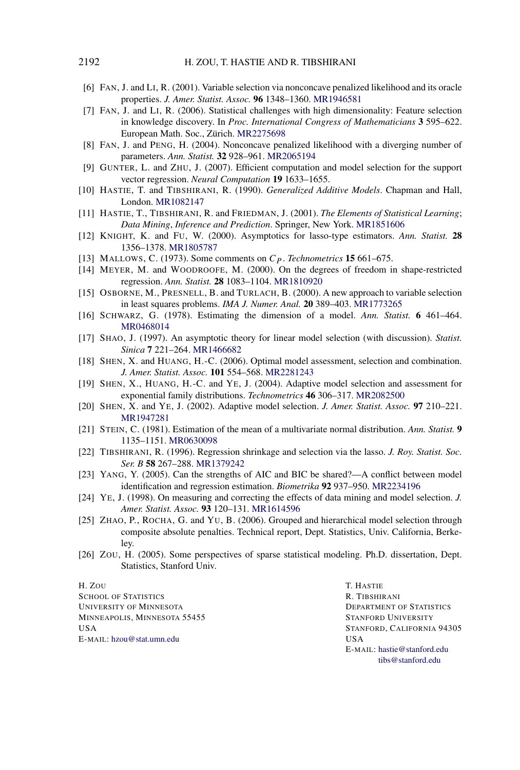[6] FAN, J. and LI, R. (2001). Variable selection via nonconcave penalized likelihood and its oracle properties. *J. Amer. Statist. Assoc.* **96** 1348–1360. MR1946581

[7] FAN, J. and LI, R. (2006). Statistical challenges with high dimensionality: Feature selection in knowledge discovery. In *Proc. International Congress of Mathematicians* **3** 595–622. European Math. Soc., Zürich. MR2275698

[8] FAN, J. and PENG, H. (2004). Nonconcave penalized likelihood with a diverging number of parameters. *Ann. Statist.* **32** 928–961. MR2065194

[9] GUNTER, L. and ZHU, J. (2007). Efficient computation and model selection for the support vector regression. *Neural Computation* **19** 1633–1655.

[10] HASTIE, T. and TIBSHIRANI, R. (1990). *Generalized Additive Models*. Chapman and Hall, London. MR1082147

[11] HASTIE, T., TIBSHIRANI, R. and FRIEDMAN, J. (2001). *The Elements of Statistical Learning*; *Data Mining*, *Inference and Prediction*. Springer, New York. MR1851606

[12] KNIGHT, K. and FU, W. (2000). Asymptotics for lasso-type estimators. *Ann. Statist.* **28** 1356–1378. MR1805787

[13] MALLOWS, C. (1973). Some comments on $C_P$. *Technometrics* **15** 661–675.

[14] MEYER, M. and WOODROOFE, M. (2000). On the degrees of freedom in shape-restricted regression. *Ann. Statist.* **28** 1083–1104. MR1810920

[15] OSBORNE, M., PRESNELL, B. and TURLACH, B. (2000). A new approach to variable selection in least squares problems. *IMA J. Numer. Anal.* **20** 389–403. MR1773265

[16] SCHWARZ, G. (1978). Estimating the dimension of a model. *Ann. Statist.* **6** 461–464. MR0468014

[17] SHAO, J. (1997). An asymptotic theory for linear model selection (with discussion). *Statist. Sinica* **7** 221–264. MR1466682

[18] SHEN, X. and HUANG, H.-C. (2006). Optimal model assessment, selection and combination. *J. Amer. Statist. Assoc.* **101** 554–568. MR2281243

[19] SHEN, X., HUANG, H.-C. and YE, J. (2004). Adaptive model selection and assessment for exponential family distributions. *Technometrics* **46** 306–317. MR2082500

[20] SHEN, X. and YE, J. (2002). Adaptive model selection. *J. Amer. Statist. Assoc.* **97** 210–221. MR1947281

[21] STEIN, C. (1981). Estimation of the mean of a multivariate normal distribution. *Ann. Statist.* **9** 1135–1151. MR0630098

[22] TIBSHIRANI, R. (1996). Regression shrinkage and selection via the lasso. *J. Roy. Statist. Soc. Ser. B* **58** 267–288. MR1379242

[23] YANG, Y. (2005). Can the strengths of AIC and BIC be shared?—A conflict between model identification and regression estimation. *Biometrika* **92** 937–950. MR2234196

[24] YE, J. (1998). On measuring and correcting the effects of data mining and model selection. *J. Amer. Statist. Assoc.* **93** 120–131. MR1614596

[25] ZHAO, P., ROCHA, G. and YU, B. (2006). Grouped and hierarchical model selection through composite absolute penalties. Technical report, Dept. Statistics, Univ. California, Berkeley.

[26] ZOU, H. (2005). Some perspectives of sparse statistical modeling. Ph.D. dissertation, Dept. Statistics, Stanford Univ.

H. ZOU
SCHOOL OF STATISTICS
UNIVERSITY OF MINNESOTA
MINNEAPOLIS, MINNESOTA 55455
USA
E-MAIL: hzou@stat.umn.edu

T. HASTIE
R. TIBSHIRANI
DEPARTMENT OF STATISTICS
STANFORD UNIVERSITY
STANFORD, CALIFORNIA 94305
USA
E-MAIL: hastie@stanford.edu
tibs@stanford.edu